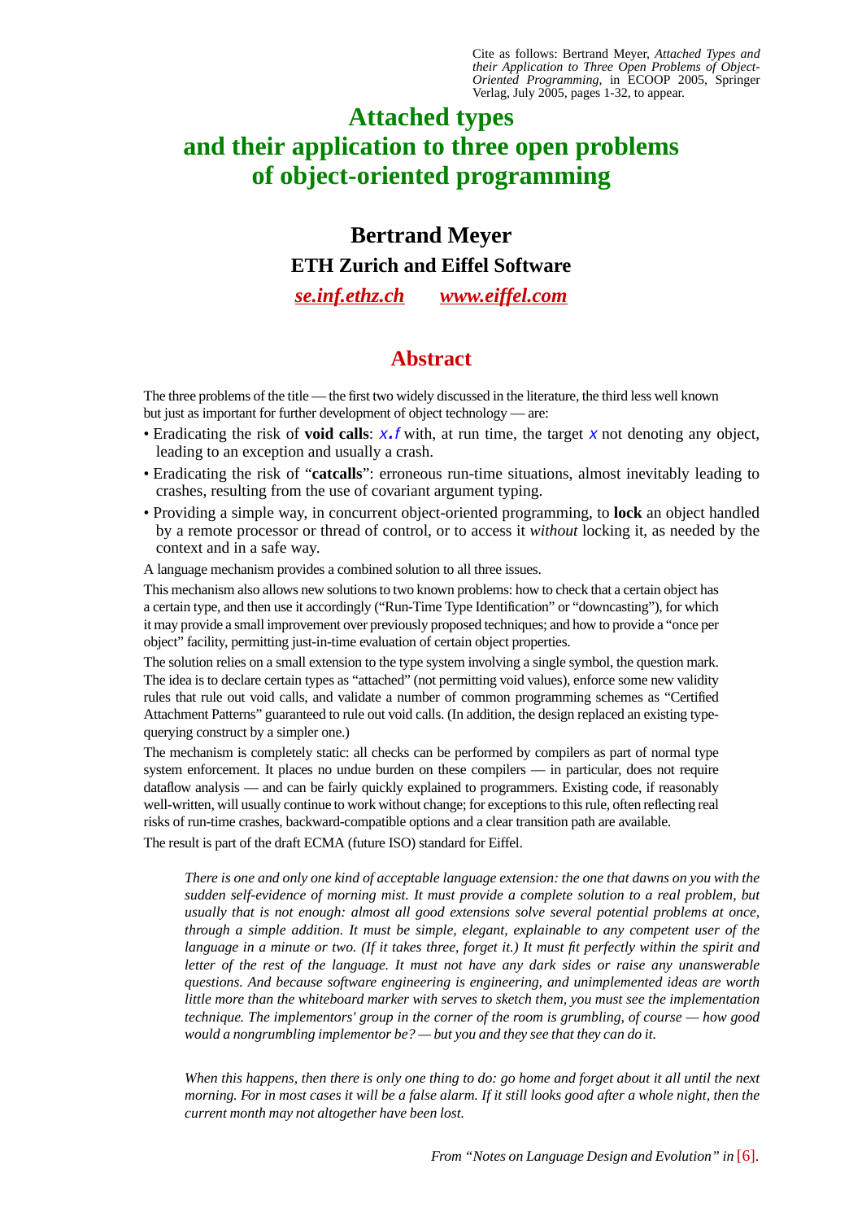Cite as follows: Bertrand Meyer, *Attached Types and their Application to Three Open Problems of Object-Oriented Programming*, in ECOOP 2005, Springer Verlag, July 2005, pages 1-32, to appear.

# Attached types and their application to three open problems of object-oriented programming

## Bertrand Meyer

### ETH Zurich and Eiffel Software

*se.inf.ethz.ch* *www.eiffel.com*

## Abstract

The three problems of the title — the first two widely discussed in the literature, the third less well known but just as important for further development of object technology — are:

- Eradicating the risk of **void calls**: *x.f* with, at run time, the target *x* not denoting any object, leading to an exception and usually a crash.
- Eradicating the risk of "**catcalls**": erroneous run-time situations, almost inevitably leading to crashes, resulting from the use of covariant argument typing.
- Providing a simple way, in concurrent object-oriented programming, to **lock** an object handled by a remote processor or thread of control, or to access it *without* locking it, as needed by the context and in a safe way.

A language mechanism provides a combined solution to all three issues.

This mechanism also allows new solutions to two known problems: how to check that a certain object has a certain type, and then use it accordingly ("Run-Time Type Identification" or "downcasting"), for which it may provide a small improvement over previously proposed techniques; and how to provide a "once per object" facility, permitting just-in-time evaluation of certain object properties.

The solution relies on a small extension to the type system involving a single symbol, the question mark. The idea is to declare certain types as "attached" (not permitting void values), enforce some new validity rules that rule out void calls, and validate a number of common programming schemes as "Certified Attachment Patterns" guaranteed to rule out void calls. (In addition, the design replaced an existing type-querying construct by a simpler one.)

The mechanism is completely static: all checks can be performed by compilers as part of normal type system enforcement. It places no undue burden on these compilers — in particular, does not require dataflow analysis — and can be fairly quickly explained to programmers. Existing code, if reasonably well-written, will usually continue to work without change; for exceptions to this rule, often reflecting real risks of run-time crashes, backward-compatible options and a clear transition path are available.

The result is part of the draft ECMA (future ISO) standard for Eiffel.

> *There is one and only one kind of acceptable language extension: the one that dawns on you with the sudden self-evidence of morning mist. It must provide a complete solution to a real problem, but usually that is not enough: almost all good extensions solve several potential problems at once, through a simple addition. It must be simple, elegant, explainable to any competent user of the language in a minute or two. (If it takes three, forget it.) It must fit perfectly within the spirit and letter of the rest of the language. It must not have any dark sides or raise any unanswerable questions. And because software engineering is engineering, and unimplemented ideas are worth little more than the whiteboard marker with serves to sketch them, you must see the implementation technique. The implementors' group in the corner of the room is grumbling, of course — how good would a nongrumbling implementor be? — but you and they see that they can do it.*
>
> *When this happens, then there is only one thing to do: go home and forget about it all until the next morning. For in most cases it will be a false alarm. If it still looks good after a whole night, then the current month may not altogether have been lost.*
>
> *From "Notes on Language Design and Evolution" in* [6].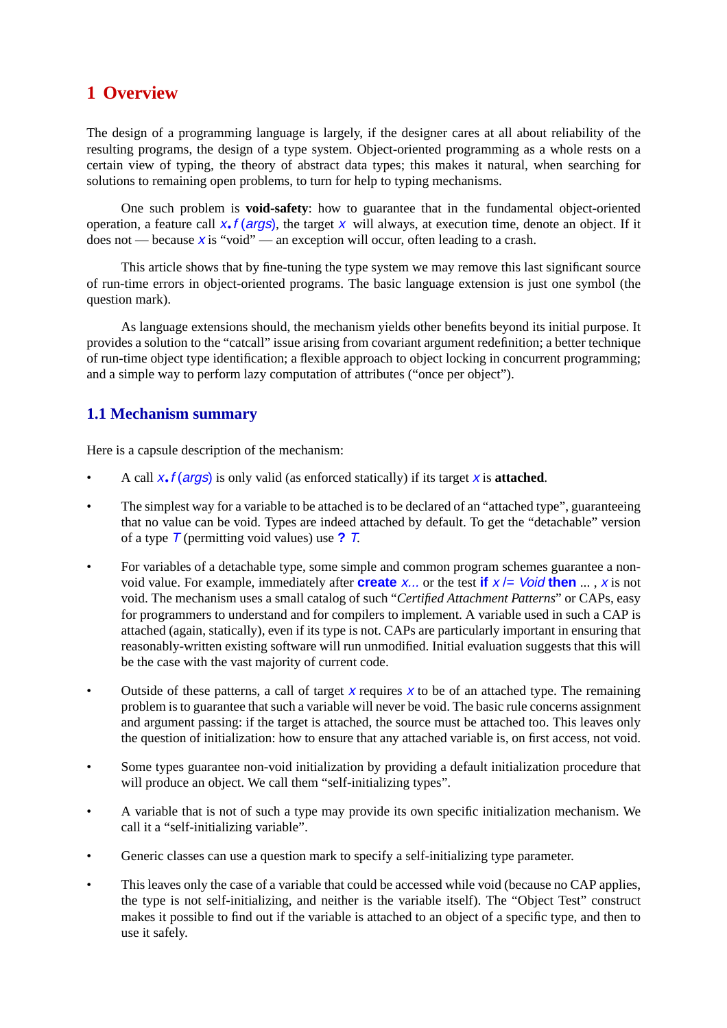# 1 Overview

The design of a programming language is largely, if the designer cares at all about reliability of the resulting programs, the design of a type system. Object-oriented programming as a whole rests on a certain view of typing, the theory of abstract data types; this makes it natural, when searching for solutions to remaining open problems, to turn for help to typing mechanisms.

One such problem is **void-safety**: how to guarantee that in the fundamental object-oriented operation, a feature call *x.f (args)*, the target *x* will always, at execution time, denote an object. If it does not — because *x* is "void" — an exception will occur, often leading to a crash.

This article shows that by fine-tuning the type system we may remove this last significant source of run-time errors in object-oriented programs. The basic language extension is just one symbol (the question mark).

As language extensions should, the mechanism yields other benefits beyond its initial purpose. It provides a solution to the "catcall" issue arising from covariant argument redefinition; a better technique of run-time object type identification; a flexible approach to object locking in concurrent programming; and a simple way to perform lazy computation of attributes ("once per object").

## 1.1 Mechanism summary

Here is a capsule description of the mechanism:

- A call *x.f (args)* is only valid (as enforced statically) if its target *x* is **attached**.
- The simplest way for a variable to be attached is to be declared of an "attached type", guaranteeing that no value can be void. Types are indeed attached by default. To get the "detachable" version of a type *T* (permitting void values) use **?** *T*.
- For variables of a detachable type, some simple and common program schemes guarantee a non-void value. For example, immediately after **create** *x...* or the test **if** *x /= Void* **then** ... , *x* is not void. The mechanism uses a small catalog of such "*Certified Attachment Patterns*" or CAPs, easy for programmers to understand and for compilers to implement. A variable used in such a CAP is attached (again, statically), even if its type is not. CAPs are particularly important in ensuring that reasonably-written existing software will run unmodified. Initial evaluation suggests that this will be the case with the vast majority of current code.
- Outside of these patterns, a call of target *x* requires *x* to be of an attached type. The remaining problem is to guarantee that such a variable will never be void. The basic rule concerns assignment and argument passing: if the target is attached, the source must be attached too. This leaves only the question of initialization: how to ensure that any attached variable is, on first access, not void.
- Some types guarantee non-void initialization by providing a default initialization procedure that will produce an object. We call them "self-initializing types".
- A variable that is not of such a type may provide its own specific initialization mechanism. We call it a "self-initializing variable".
- Generic classes can use a question mark to specify a self-initializing type parameter.
- This leaves only the case of a variable that could be accessed while void (because no CAP applies, the type is not self-initializing, and neither is the variable itself). The "Object Test" construct makes it possible to find out if the variable is attached to an object of a specific type, and then to use it safely.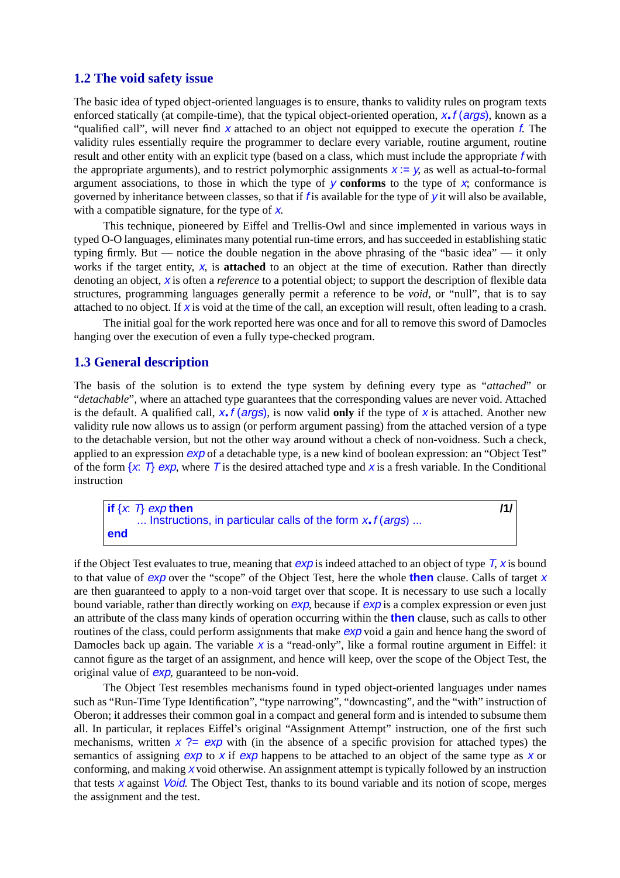## 1.2 The void safety issue

The basic idea of typed object-oriented languages is to ensure, thanks to validity rules on program texts enforced statically (at compile-time), that the typical object-oriented operation, *x*.*f* (*args*), known as a "qualified call", will never find *x* attached to an object not equipped to execute the operation *f*. The validity rules essentially require the programmer to declare every variable, routine argument, routine result and other entity with an explicit type (based on a class, which must include the appropriate *f* with the appropriate arguments), and to restrict polymorphic assignments *x* := *y*, as well as actual-to-formal argument associations, to those in which the type of *y* **conforms** to the type of *x*; conformance is governed by inheritance between classes, so that if *f* is available for the type of *y* it will also be available, with a compatible signature, for the type of *x*.

This technique, pioneered by Eiffel and Trellis-Owl and since implemented in various ways in typed O-O languages, eliminates many potential run-time errors, and has succeeded in establishing static typing firmly. But — notice the double negation in the above phrasing of the "basic idea" — it only works if the target entity, *x*, is **attached** to an object at the time of execution. Rather than directly denoting an object, *x* is often a *reference* to a potential object; to support the description of flexible data structures, programming languages generally permit a reference to be *void*, or "null", that is to say attached to no object. If *x* is void at the time of the call, an exception will result, often leading to a crash.

The initial goal for the work reported here was once and for all to remove this sword of Damocles hanging over the execution of even a fully type-checked program.

## 1.3 General description

The basis of the solution is to extend the type system by defining every type as "*attached*" or "*detachable*", where an attached type guarantees that the corresponding values are never void. Attached is the default. A qualified call, *x*.*f* (*args*), is now valid **only** if the type of *x* is attached. Another new validity rule now allows us to assign (or perform argument passing) from the attached version of a type to the detachable version, but not the other way around without a check of non-voidness. Such a check, applied to an expression *exp* of a detachable type, is a new kind of boolean expression: an "Object Test" of the form {*x*: *T*} *exp*, where *T* is the desired attached type and *x* is a fresh variable. In the Conditional instruction

```
if {x: T} exp then                                                    /1/
    ... Instructions, in particular calls of the form x.f (args) ...
end
```

if the Object Test evaluates to true, meaning that *exp* is indeed attached to an object of type *T*, *x* is bound to that value of *exp* over the "scope" of the Object Test, here the whole **then** clause. Calls of target *x* are then guaranteed to apply to a non-void target over that scope. It is necessary to use such a locally bound variable, rather than directly working on *exp*, because if *exp* is a complex expression or even just an attribute of the class many kinds of operation occurring within the **then** clause, such as calls to other routines of the class, could perform assignments that make *exp* void a gain and hence hang the sword of Damocles back up again. The variable *x* is a "read-only", like a formal routine argument in Eiffel: it cannot figure as the target of an assignment, and hence will keep, over the scope of the Object Test, the original value of *exp*, guaranteed to be non-void.

The Object Test resembles mechanisms found in typed object-oriented languages under names such as "Run-Time Type Identification", "type narrowing", "downcasting", and the "with" instruction of Oberon; it addresses their common goal in a compact and general form and is intended to subsume them all. In particular, it replaces Eiffel's original "Assignment Attempt" instruction, one of the first such mechanisms, written *x* ?= *exp* with (in the absence of a specific provision for attached types) the semantics of assigning *exp* to *x* if *exp* happens to be attached to an object of the same type as *x* or conforming, and making *x* void otherwise. An assignment attempt is typically followed by an instruction that tests *x* against *Void*. The Object Test, thanks to its bound variable and its notion of scope, merges the assignment and the test.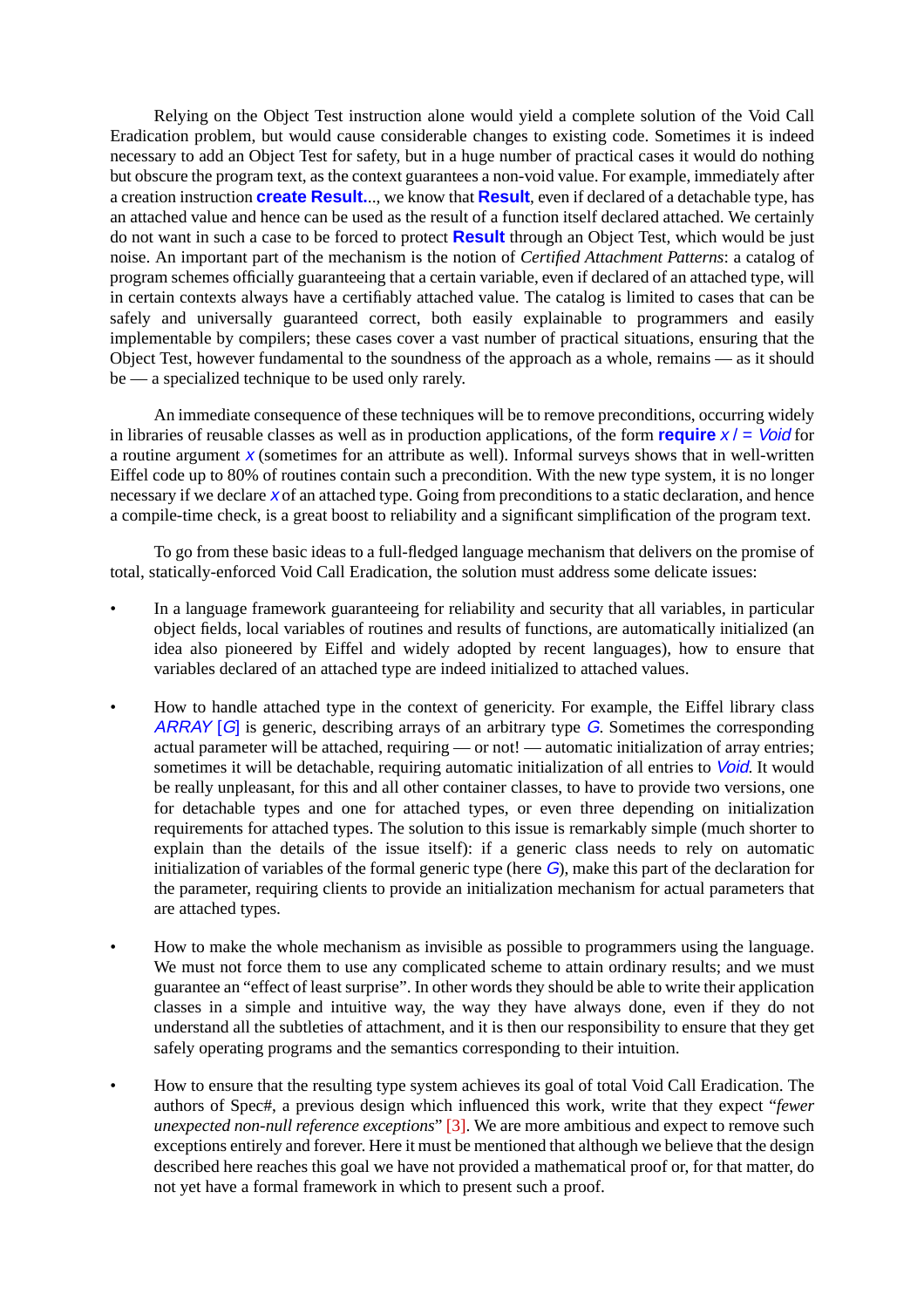Relying on the Object Test instruction alone would yield a complete solution of the Void Call Eradication problem, but would cause considerable changes to existing code. Sometimes it is indeed necessary to add an Object Test for safety, but in a huge number of practical cases it would do nothing but obscure the program text, as the context guarantees a non-void value. For example, immediately after a creation instruction **create Result**..., we know that **Result**, even if declared of a detachable type, has an attached value and hence can be used as the result of a function itself declared attached. We certainly do not want in such a case to be forced to protect **Result** through an Object Test, which would be just noise. An important part of the mechanism is the notion of *Certified Attachment Patterns*: a catalog of program schemes officially guaranteeing that a certain variable, even if declared of an attached type, will in certain contexts always have a certifiably attached value. The catalog is limited to cases that can be safely and universally guaranteed correct, both easily explainable to programmers and easily implementable by compilers; these cases cover a vast number of practical situations, ensuring that the Object Test, however fundamental to the soundness of the approach as a whole, remains — as it should be — a specialized technique to be used only rarely.

An immediate consequence of these techniques will be to remove preconditions, occurring widely in libraries of reusable classes as well as in production applications, of the form **require** *x* /= *Void* for a routine argument *x* (sometimes for an attribute as well). Informal surveys shows that in well-written Eiffel code up to 80% of routines contain such a precondition. With the new type system, it is no longer necessary if we declare *x* of an attached type. Going from preconditions to a static declaration, and hence a compile-time check, is a great boost to reliability and a significant simplification of the program text.

To go from these basic ideas to a full-fledged language mechanism that delivers on the promise of total, statically-enforced Void Call Eradication, the solution must address some delicate issues:

- In a language framework guaranteeing for reliability and security that all variables, in particular object fields, local variables of routines and results of functions, are automatically initialized (an idea also pioneered by Eiffel and widely adopted by recent languages), how to ensure that variables declared of an attached type are indeed initialized to attached values.

- How to handle attached type in the context of genericity. For example, the Eiffel library class *ARRAY* [*G*] is generic, describing arrays of an arbitrary type *G*. Sometimes the corresponding actual parameter will be attached, requiring — or not! — automatic initialization of array entries; sometimes it will be detachable, requiring automatic initialization of all entries to *Void*. It would be really unpleasant, for this and all other container classes, to have to provide two versions, one for detachable types and one for attached types, or even three depending on initialization requirements for attached types. The solution to this issue is remarkably simple (much shorter to explain than the details of the issue itself): if a generic class needs to rely on automatic initialization of variables of the formal generic type (here *G*), make this part of the declaration for the parameter, requiring clients to provide an initialization mechanism for actual parameters that are attached types.

- How to make the whole mechanism as invisible as possible to programmers using the language. We must not force them to use any complicated scheme to attain ordinary results; and we must guarantee an "effect of least surprise". In other words they should be able to write their application classes in a simple and intuitive way, the way they have always done, even if they do not understand all the subtleties of attachment, and it is then our responsibility to ensure that they get safely operating programs and the semantics corresponding to their intuition.

- How to ensure that the resulting type system achieves its goal of total Void Call Eradication. The authors of Spec#, a previous design which influenced this work, write that they expect "*fewer unexpected non-null reference exceptions*" [3]. We are more ambitious and expect to remove such exceptions entirely and forever. Here it must be mentioned that although we believe that the design described here reaches this goal we have not provided a mathematical proof or, for that matter, do not yet have a formal framework in which to present such a proof.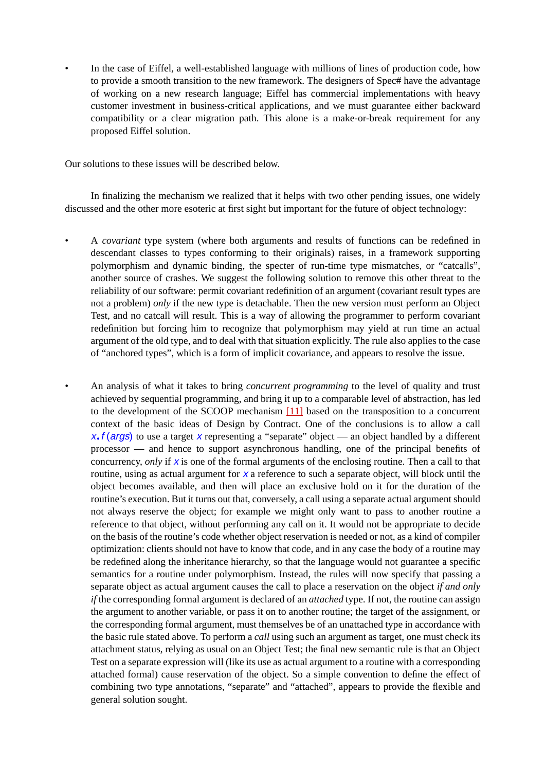- In the case of Eiffel, a well-established language with millions of lines of production code, how to provide a smooth transition to the new framework. The designers of Spec# have the advantage of working on a new research language; Eiffel has commercial implementations with heavy customer investment in business-critical applications, and we must guarantee either backward compatibility or a clear migration path. This alone is a make-or-break requirement for any proposed Eiffel solution.

Our solutions to these issues will be described below.

In finalizing the mechanism we realized that it helps with two other pending issues, one widely discussed and the other more esoteric at first sight but important for the future of object technology:

- A *covariant* type system (where both arguments and results of functions can be redefined in descendant classes to types conforming to their originals) raises, in a framework supporting polymorphism and dynamic binding, the specter of run-time type mismatches, or "catcalls", another source of crashes. We suggest the following solution to remove this other threat to the reliability of our software: permit covariant redefinition of an argument (covariant result types are not a problem) *only* if the new type is detachable. Then the new version must perform an Object Test, and no catcall will result. This is a way of allowing the programmer to perform covariant redefinition but forcing him to recognize that polymorphism may yield at run time an actual argument of the old type, and to deal with that situation explicitly. The rule also applies to the case of "anchored types", which is a form of implicit covariance, and appears to resolve the issue.

- An analysis of what it takes to bring *concurrent programming* to the level of quality and trust achieved by sequential programming, and bring it up to a comparable level of abstraction, has led to the development of the SCOOP mechanism [11] based on the transposition to a concurrent context of the basic ideas of Design by Contract. One of the conclusions is to allow a call *x.f* (*args*) to use a target *x* representing a "separate" object — an object handled by a different processor — and hence to support asynchronous handling, one of the principal benefits of concurrency, *only* if *x* is one of the formal arguments of the enclosing routine. Then a call to that routine, using as actual argument for *x* a reference to such a separate object, will block until the object becomes available, and then will place an exclusive hold on it for the duration of the routine's execution. But it turns out that, conversely, a call using a separate actual argument should not always reserve the object; for example we might only want to pass to another routine a reference to that object, without performing any call on it. It would not be appropriate to decide on the basis of the routine's code whether object reservation is needed or not, as a kind of compiler optimization: clients should not have to know that code, and in any case the body of a routine may be redefined along the inheritance hierarchy, so that the language would not guarantee a specific semantics for a routine under polymorphism. Instead, the rules will now specify that passing a separate object as actual argument causes the call to place a reservation on the object *if and only if* the corresponding formal argument is declared of an *attached* type. If not, the routine can assign the argument to another variable, or pass it on to another routine; the target of the assignment, or the corresponding formal argument, must themselves be of an unattached type in accordance with the basic rule stated above. To perform a *call* using such an argument as target, one must check its attachment status, relying as usual on an Object Test; the final new semantic rule is that an Object Test on a separate expression will (like its use as actual argument to a routine with a corresponding attached formal) cause reservation of the object. So a simple convention to define the effect of combining two type annotations, "separate" and "attached", appears to provide the flexible and general solution sought.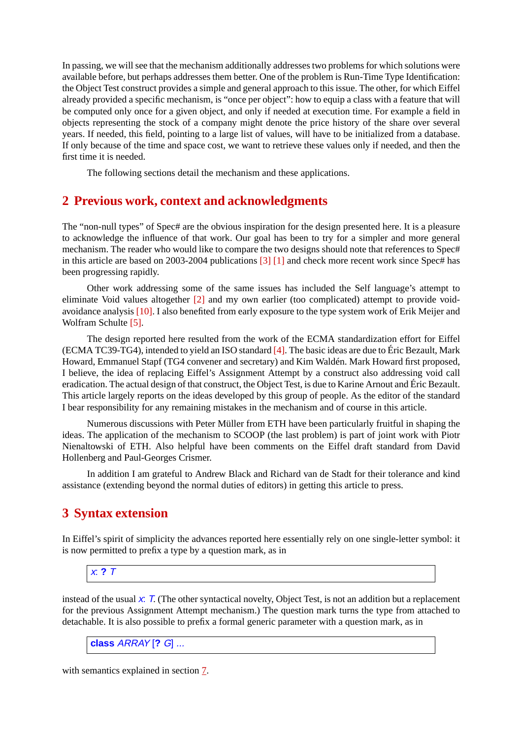In passing, we will see that the mechanism additionally addresses two problems for which solutions were available before, but perhaps addresses them better. One of the problem is Run-Time Type Identification: the Object Test construct provides a simple and general approach to this issue. The other, for which Eiffel already provided a specific mechanism, is "once per object": how to equip a class with a feature that will be computed only once for a given object, and only if needed at execution time. For example a field in objects representing the stock of a company might denote the price history of the share over several years. If needed, this field, pointing to a large list of values, will have to be initialized from a database. If only because of the time and space cost, we want to retrieve these values only if needed, and then the first time it is needed.

The following sections detail the mechanism and these applications.

## 2 Previous work, context and acknowledgments

The "non-null types" of Spec# are the obvious inspiration for the design presented here. It is a pleasure to acknowledge the influence of that work. Our goal has been to try for a simpler and more general mechanism. The reader who would like to compare the two designs should note that references to Spec# in this article are based on 2003-2004 publications [3] [1] and check more recent work since Spec# has been progressing rapidly.

Other work addressing some of the same issues has included the Self language's attempt to eliminate Void values altogether [2] and my own earlier (too complicated) attempt to provide void-avoidance analysis [10]. I also benefited from early exposure to the type system work of Erik Meijer and Wolfram Schulte [5].

The design reported here resulted from the work of the ECMA standardization effort for Eiffel (ECMA TC39-TG4), intended to yield an ISO standard [4]. The basic ideas are due to Éric Bezault, Mark Howard, Emmanuel Stapf (TG4 convener and secretary) and Kim Waldén. Mark Howard first proposed, I believe, the idea of replacing Eiffel's Assignment Attempt by a construct also addressing void call eradication. The actual design of that construct, the Object Test, is due to Karine Arnout and Éric Bezault. This article largely reports on the ideas developed by this group of people. As the editor of the standard I bear responsibility for any remaining mistakes in the mechanism and of course in this article.

Numerous discussions with Peter Müller from ETH have been particularly fruitful in shaping the ideas. The application of the mechanism to SCOOP (the last problem) is part of joint work with Piotr Nienaltowski of ETH. Also helpful have been comments on the Eiffel draft standard from David Hollenberg and Paul-Georges Crismer.

In addition I am grateful to Andrew Black and Richard van de Stadt for their tolerance and kind assistance (extending beyond the normal duties of editors) in getting this article to press.

## 3 Syntax extension

In Eiffel's spirit of simplicity the advances reported here essentially rely on one single-letter symbol: it is now permitted to prefix a type by a question mark, as in

```
x: ? T
```

instead of the usual *x: T*. (The other syntactical novelty, Object Test, is not an addition but a replacement for the previous Assignment Attempt mechanism.) The question mark turns the type from attached to detachable. It is also possible to prefix a formal generic parameter with a question mark, as in

```
class ARRAY [? G] ...
```

with semantics explained in section 7.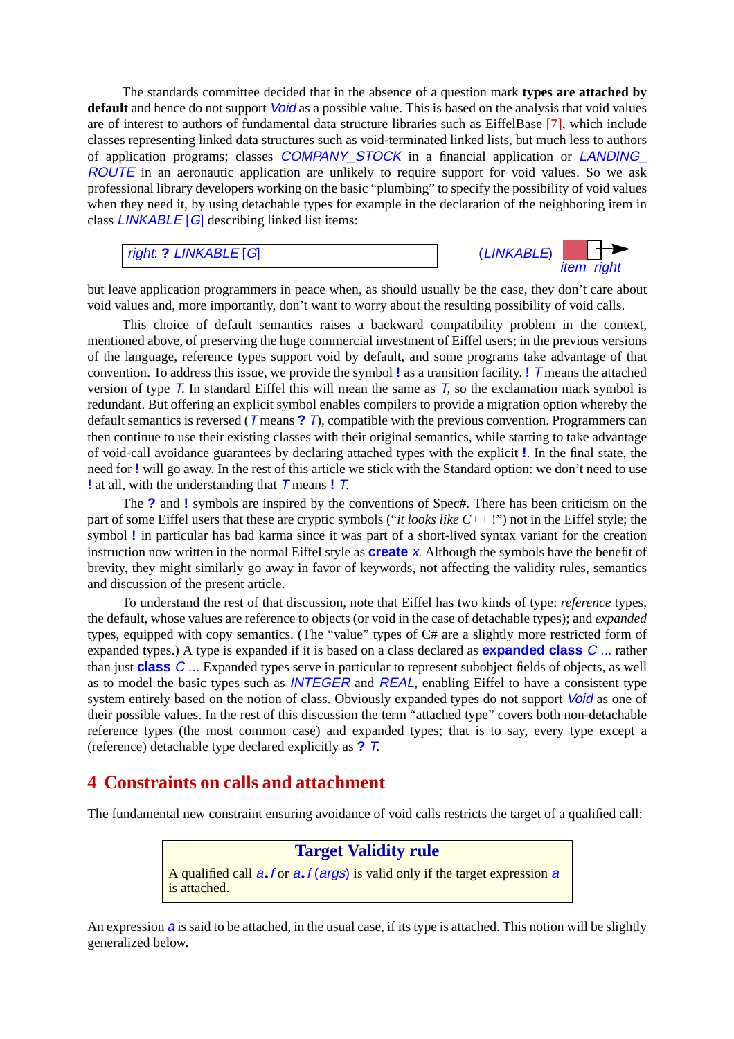The standards committee decided that in the absence of a question mark **types are attached by default** and hence do not support *Void* as a possible value. This is based on the analysis that void values are of interest to authors of fundamental data structure libraries such as EiffelBase [7], which include classes representing linked data structures such as void-terminated linked lists, but much less to authors of application programs; classes *COMPANY_STOCK* in a financial application or *LANDING_ROUTE* in an aeronautic application are unlikely to require support for void values. So we ask professional library developers working on the basic "plumbing" to specify the possibility of void values when they need it, by using detachable types for example in the declaration of the neighboring item in class *LINKABLE* [*G*] describing linked list items:

```
right: ? LINKABLE [G]
```

(*LINKABLE*) item right

but leave application programmers in peace when, as should usually be the case, they don't care about void values and, more importantly, don't want to worry about the resulting possibility of void calls.

This choice of default semantics raises a backward compatibility problem in the context, mentioned above, of preserving the huge commercial investment of Eiffel users; in the previous versions of the language, reference types support void by default, and some programs take advantage of that convention. To address this issue, we provide the symbol **!** as a transition facility. **!** *T* means the attached version of type *T*. In standard Eiffel this will mean the same as *T*, so the exclamation mark symbol is redundant. But offering an explicit symbol enables compilers to provide a migration option whereby the default semantics is reversed (*T* means **?** *T*), compatible with the previous convention. Programmers can then continue to use their existing classes with their original semantics, while starting to take advantage of void-call avoidance guarantees by declaring attached types with the explicit **!**. In the final state, the need for **!** will go away. In the rest of this article we stick with the Standard option: we don't need to use **!** at all, with the understanding that *T* means **!** *T*.

The **?** and **!** symbols are inspired by the conventions of Spec#. There has been criticism on the part of some Eiffel users that these are cryptic symbols ("*it looks like C++ !*") not in the Eiffel style; the symbol **!** in particular has bad karma since it was part of a short-lived syntax variant for the creation instruction now written in the normal Eiffel style as **create** *x*. Although the symbols have the benefit of brevity, they might similarly go away in favor of keywords, not affecting the validity rules, semantics and discussion of the present article.

To understand the rest of that discussion, note that Eiffel has two kinds of type: *reference* types, the default, whose values are reference to objects (or void in the case of detachable types); and *expanded* types, equipped with copy semantics. (The "value" types of C# are a slightly more restricted form of expanded types.) A type is expanded if it is based on a class declared as **expanded class** *C* ... rather than just **class** *C* ... Expanded types serve in particular to represent subobject fields of objects, as well as to model the basic types such as *INTEGER* and *REAL*, enabling Eiffel to have a consistent type system entirely based on the notion of class. Obviously expanded types do not support *Void* as one of their possible values. In the rest of this discussion the term "attached type" covers both non-detachable reference types (the most common case) and expanded types; that is to say, every type except a (reference) detachable type declared explicitly as **?** *T*.

## 4 Constraints on calls and attachment

The fundamental new constraint ensuring avoidance of void calls restricts the target of a qualified call:

> **Target Validity rule**
>
> A qualified call *a.f* or *a.f* (*args*) is valid only if the target expression *a* is attached.

An expression *a* is said to be attached, in the usual case, if its type is attached. This notion will be slightly generalized below.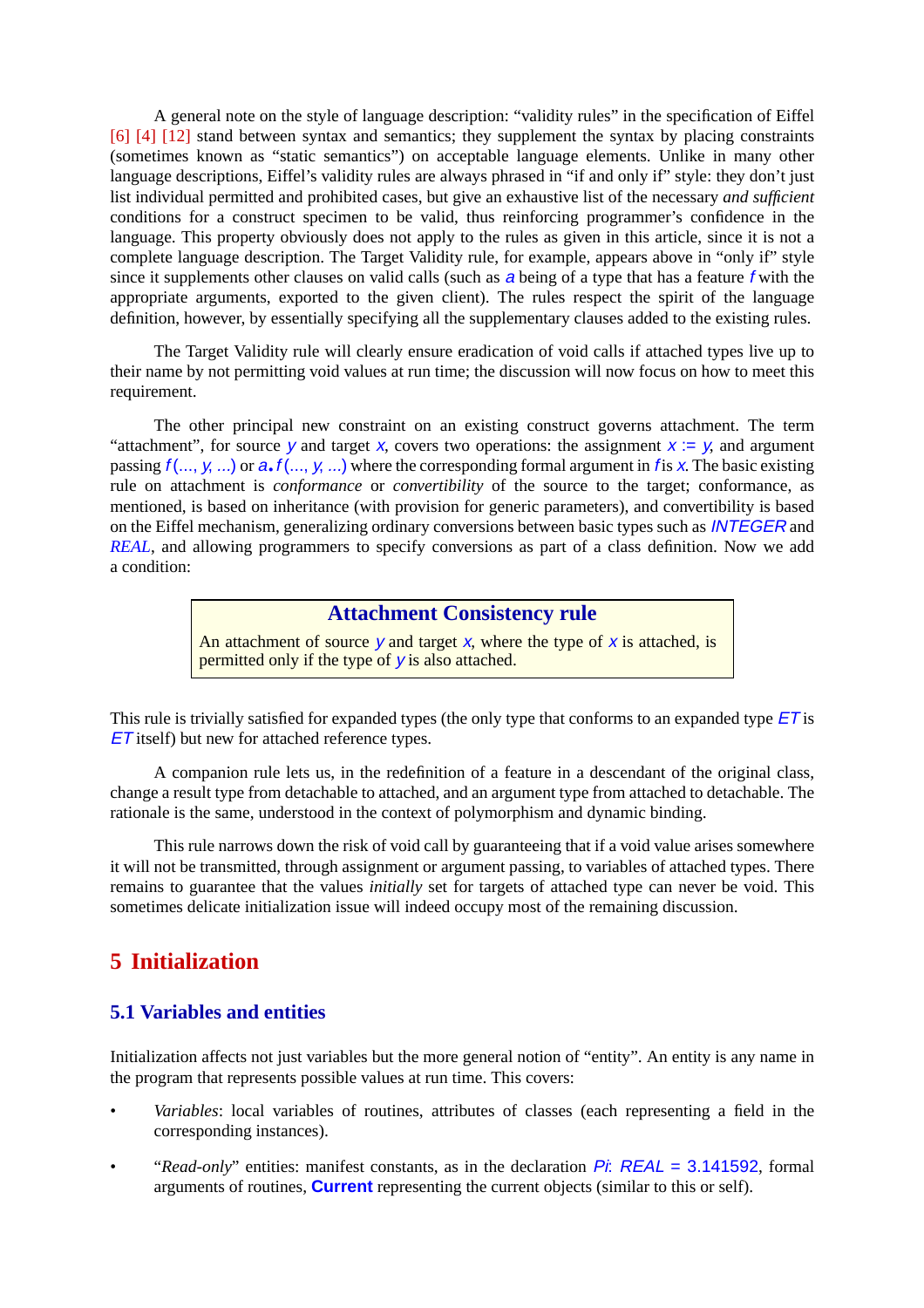A general note on the style of language description: "validity rules" in the specification of Eiffel [6] [4] [12] stand between syntax and semantics; they supplement the syntax by placing constraints (sometimes known as "static semantics") on acceptable language elements. Unlike in many other language descriptions, Eiffel's validity rules are always phrased in "if and only if" style: they don't just list individual permitted and prohibited cases, but give an exhaustive list of the necessary *and sufficient* conditions for a construct specimen to be valid, thus reinforcing programmer's confidence in the language. This property obviously does not apply to the rules as given in this article, since it is not a complete language description. The Target Validity rule, for example, appears above in "only if" style since it supplements other clauses on valid calls (such as *a* being of a type that has a feature *f* with the appropriate arguments, exported to the given client). The rules respect the spirit of the language definition, however, by essentially specifying all the supplementary clauses added to the existing rules.

The Target Validity rule will clearly ensure eradication of void calls if attached types live up to their name by not permitting void values at run time; the discussion will now focus on how to meet this requirement.

The other principal new constraint on an existing construct governs attachment. The term "attachment", for source *y* and target *x*, covers two operations: the assignment *x* := *y*, and argument passing *f* (..., *y*, ...) or *a*.*f* (..., *y*, ...) where the corresponding formal argument in *f* is *x*. The basic existing rule on attachment is *conformance* or *convertibility* of the source to the target; conformance, as mentioned, is based on inheritance (with provision for generic parameters), and convertibility is based on the Eiffel mechanism, generalizing ordinary conversions between basic types such as *INTEGER* and *REAL*, and allowing programmers to specify conversions as part of a class definition. Now we add a condition:

> **Attachment Consistency rule**
>
> An attachment of source *y* and target *x*, where the type of *x* is attached, is permitted only if the type of *y* is also attached.

This rule is trivially satisfied for expanded types (the only type that conforms to an expanded type *ET* is *ET* itself) but new for attached reference types.

A companion rule lets us, in the redefinition of a feature in a descendant of the original class, change a result type from detachable to attached, and an argument type from attached to detachable. The rationale is the same, understood in the context of polymorphism and dynamic binding.

This rule narrows down the risk of void call by guaranteeing that if a void value arises somewhere it will not be transmitted, through assignment or argument passing, to variables of attached types. There remains to guarantee that the values *initially* set for targets of attached type can never be void. This sometimes delicate initialization issue will indeed occupy most of the remaining discussion.

# 5 Initialization

## 5.1 Variables and entities

Initialization affects not just variables but the more general notion of "entity". An entity is any name in the program that represents possible values at run time. This covers:

- *Variables*: local variables of routines, attributes of classes (each representing a field in the corresponding instances).
- "*Read-only*" entities: manifest constants, as in the declaration *Pi*: *REAL* = 3.141592, formal arguments of routines, **Current** representing the current objects (similar to this or self).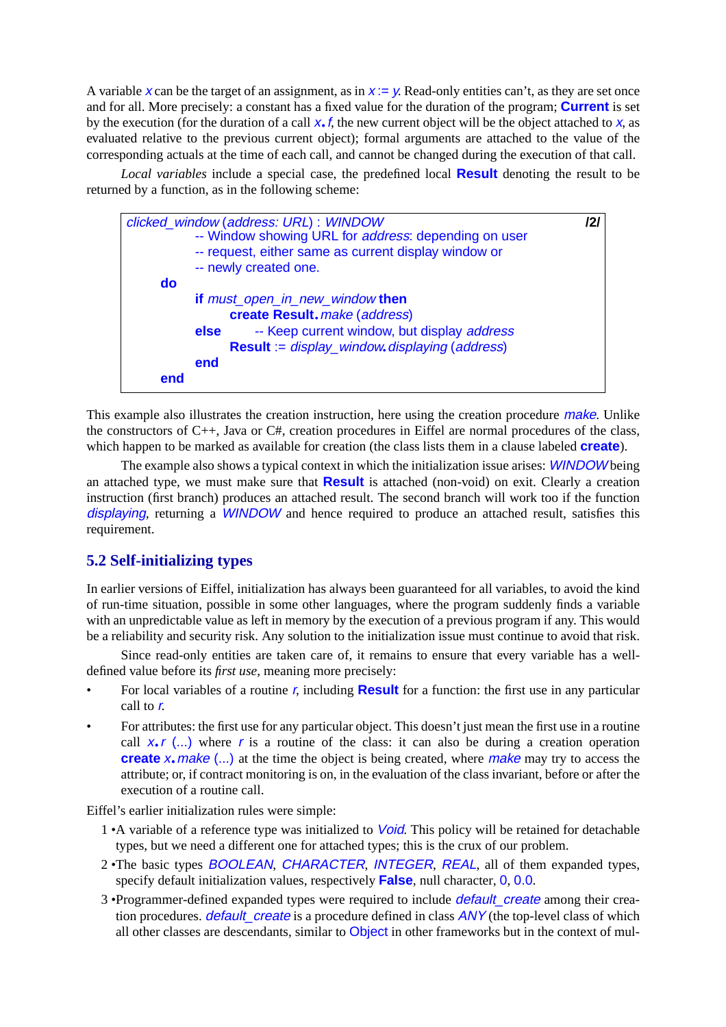A variable *x* can be the target of an assignment, as in *x* := *y*. Read-only entities can't, as they are set once and for all. More precisely: a constant has a fixed value for the duration of the program; **Current** is set by the execution (for the duration of a call *x.f*, the new current object will be the object attached to *x*, as evaluated relative to the previous current object); formal arguments are attached to the value of the corresponding actuals at the time of each call, and cannot be changed during the execution of that call.

*Local variables* include a special case, the predefined local **Result** denoting the result to be returned by a function, as in the following scheme:

```
clicked_window (address: URL) : WINDOW                                    /2/
            -- Window showing URL for address: depending on user
            -- request, either same as current display window or
            -- newly created one.
      do
            if must_open_in_new_window then
                  create Result.make (address)
            else        -- Keep current window, but display address
                  Result := display_window.displaying (address)
            end
      end
```

This example also illustrates the creation instruction, here using the creation procedure *make*. Unlike the constructors of C++, Java or C#, creation procedures in Eiffel are normal procedures of the class, which happen to be marked as available for creation (the class lists them in a clause labeled **create**).

The example also shows a typical context in which the initialization issue arises: *WINDOW* being an attached type, we must make sure that **Result** is attached (non-void) on exit. Clearly a creation instruction (first branch) produces an attached result. The second branch will work too if the function *displaying*, returning a *WINDOW* and hence required to produce an attached result, satisfies this requirement.

## 5.2 Self-initializing types

In earlier versions of Eiffel, initialization has always been guaranteed for all variables, to avoid the kind of run-time situation, possible in some other languages, where the program suddenly finds a variable with an unpredictable value as left in memory by the execution of a previous program if any. This would be a reliability and security risk. Any solution to the initialization issue must continue to avoid that risk.

Since read-only entities are taken care of, it remains to ensure that every variable has a well-defined value before its *first use*, meaning more precisely:

- For local variables of a routine *r*, including **Result** for a function: the first use in any particular call to *r*.
- For attributes: the first use for any particular object. This doesn't just mean the first use in a routine call *x.r* (...) where *r* is a routine of the class: it can also be during a creation operation **create** *x.make* (...) at the time the object is being created, where *make* may try to access the attribute; or, if contract monitoring is on, in the evaluation of the class invariant, before or after the execution of a routine call.

Eiffel's earlier initialization rules were simple:

1 • A variable of a reference type was initialized to *Void*. This policy will be retained for detachable types, but we need a different one for attached types; this is the crux of our problem.

2 • The basic types *BOOLEAN*, *CHARACTER*, *INTEGER*, *REAL*, all of them expanded types, specify default initialization values, respectively **False**, null character, 0, 0.0.

3 • Programmer-defined expanded types were required to include *default_create* among their creation procedures. *default_create* is a procedure defined in class *ANY* (the top-level class of which all other classes are descendants, similar to Object in other frameworks but in the context of mul-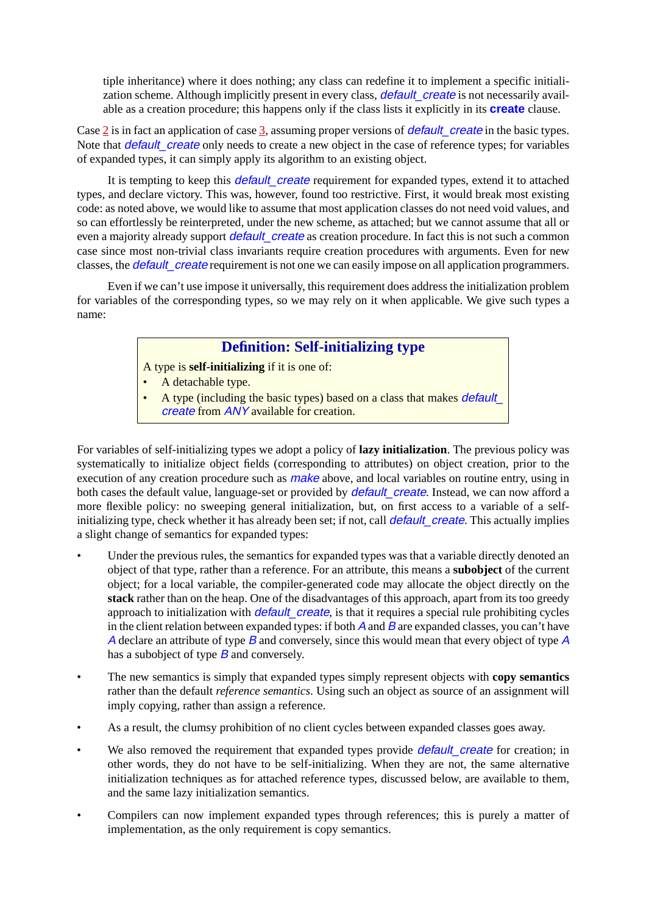tiple inheritance) where it does nothing; any class can redefine it to implement a specific initialization scheme. Although implicitly present in every class, *default_create* is not necessarily available as a creation procedure; this happens only if the class lists it explicitly in its **create** clause.

Case 2 is in fact an application of case 3, assuming proper versions of *default_create* in the basic types. Note that *default_create* only needs to create a new object in the case of reference types; for variables of expanded types, it can simply apply its algorithm to an existing object.

It is tempting to keep this *default_create* requirement for expanded types, extend it to attached types, and declare victory. This was, however, found too restrictive. First, it would break most existing code: as noted above, we would like to assume that most application classes do not need void values, and so can effortlessly be reinterpreted, under the new scheme, as attached; but we cannot assume that all or even a majority already support *default_create* as creation procedure. In fact this is not such a common case since most non-trivial class invariants require creation procedures with arguments. Even for new classes, the *default_create* requirement is not one we can easily impose on all application programmers.

Even if we can't use impose it universally, this requirement does address the initialization problem for variables of the corresponding types, so we may rely on it when applicable. We give such types a name:

> **Definition: Self-initializing type**
>
> A type is **self-initializing** if it is one of:
> - A detachable type.
> - A type (including the basic types) based on a class that makes *default_create* from *ANY* available for creation.

For variables of self-initializing types we adopt a policy of **lazy initialization**. The previous policy was systematically to initialize object fields (corresponding to attributes) on object creation, prior to the execution of any creation procedure such as *make* above, and local variables on routine entry, using in both cases the default value, language-set or provided by *default_create*. Instead, we can now afford a more flexible policy: no sweeping general initialization, but, on first access to a variable of a self-initializing type, check whether it has already been set; if not, call *default_create*. This actually implies a slight change of semantics for expanded types:

- Under the previous rules, the semantics for expanded types was that a variable directly denoted an object of that type, rather than a reference. For an attribute, this means a **subobject** of the current object; for a local variable, the compiler-generated code may allocate the object directly on the **stack** rather than on the heap. One of the disadvantages of this approach, apart from its too greedy approach to initialization with *default_create*, is that it requires a special rule prohibiting cycles in the client relation between expanded types: if both *A* and *B* are expanded classes, you can't have *A* declare an attribute of type *B* and conversely, since this would mean that every object of type *A* has a subobject of type *B* and conversely.

- The new semantics is simply that expanded types simply represent objects with **copy semantics** rather than the default *reference semantics*. Using such an object as source of an assignment will imply copying, rather than assign a reference.

- As a result, the clumsy prohibition of no client cycles between expanded classes goes away.

- We also removed the requirement that expanded types provide *default_create* for creation; in other words, they do not have to be self-initializing. When they are not, the same alternative initialization techniques as for attached reference types, discussed below, are available to them, and the same lazy initialization semantics.

- Compilers can now implement expanded types through references; this is purely a matter of implementation, as the only requirement is copy semantics.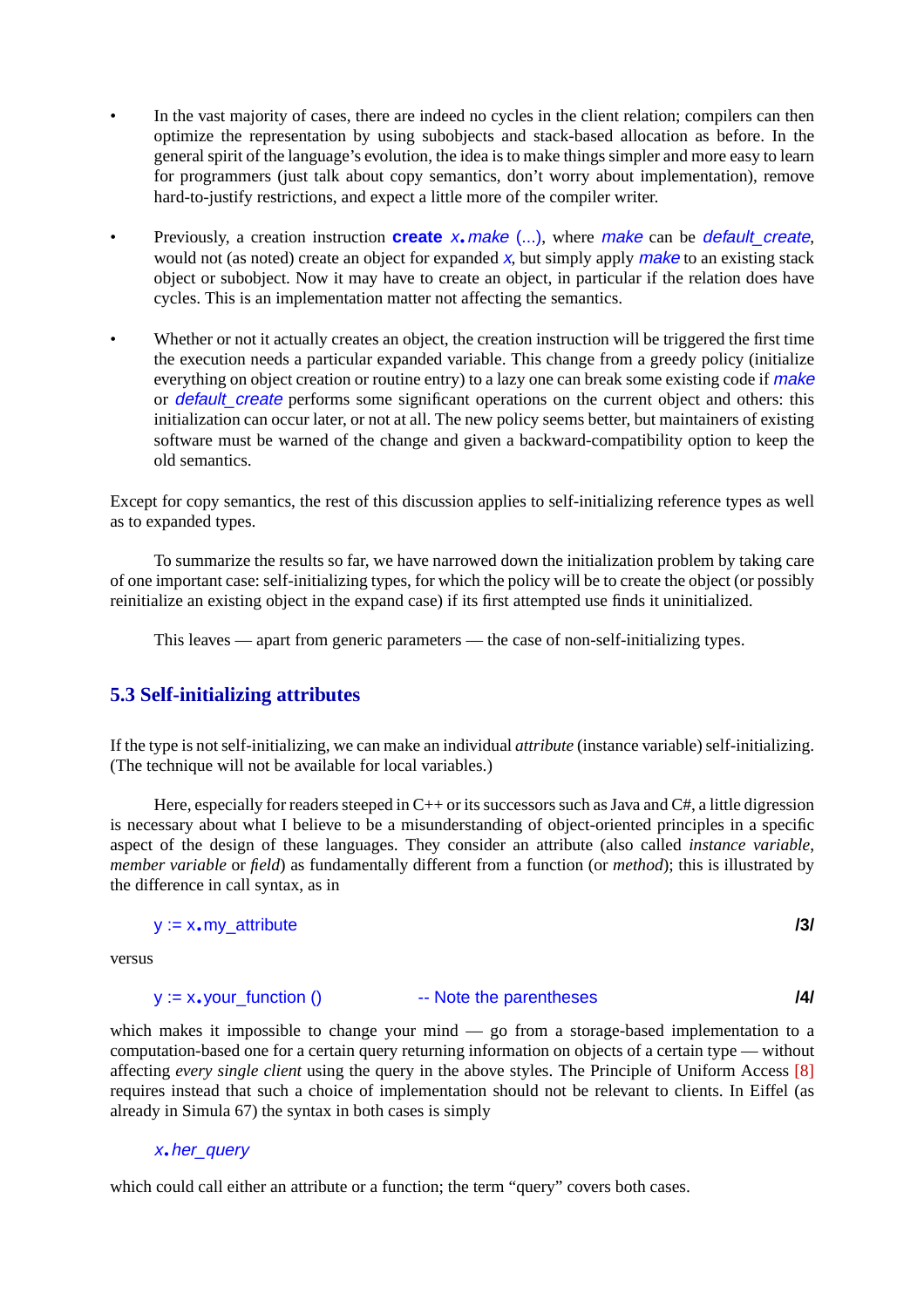- In the vast majority of cases, there are indeed no cycles in the client relation; compilers can then optimize the representation by using subobjects and stack-based allocation as before. In the general spirit of the language's evolution, the idea is to make things simpler and more easy to learn for programmers (just talk about copy semantics, don't worry about implementation), remove hard-to-justify restrictions, and expect a little more of the compiler writer.

- Previously, a creation instruction **create** *x*.*make* (...), where *make* can be *default_create*, would not (as noted) create an object for expanded *x*, but simply apply *make* to an existing stack object or subobject. Now it may have to create an object, in particular if the relation does have cycles. This is an implementation matter not affecting the semantics.

- Whether or not it actually creates an object, the creation instruction will be triggered the first time the execution needs a particular expanded variable. This change from a greedy policy (initialize everything on object creation or routine entry) to a lazy one can break some existing code if *make* or *default_create* performs some significant operations on the current object and others: this initialization can occur later, or not at all. The new policy seems better, but maintainers of existing software must be warned of the change and given a backward-compatibility option to keep the old semantics.

Except for copy semantics, the rest of this discussion applies to self-initializing reference types as well as to expanded types.

To summarize the results so far, we have narrowed down the initialization problem by taking care of one important case: self-initializing types, for which the policy will be to create the object (or possibly reinitialize an existing object in the expand case) if its first attempted use finds it uninitialized.

This leaves — apart from generic parameters — the case of non-self-initializing types.

## 5.3 Self-initializing attributes

If the type is not self-initializing, we can make an individual *attribute* (instance variable) self-initializing. (The technique will not be available for local variables.)

Here, especially for readers steeped in C++ or its successors such as Java and C#, a little digression is necessary about what I believe to be a misunderstanding of object-oriented principles in a specific aspect of the design of these languages. They consider an attribute (also called *instance variable*, *member variable* or *field*) as fundamentally different from a function (or *method*); this is illustrated by the difference in call syntax, as in

```
y := x.my_attribute                                          /3/
```

versus

```
y := x.your_function ()           -- Note the parentheses    /4/
```

which makes it impossible to change your mind — go from a storage-based implementation to a computation-based one for a certain query returning information on objects of a certain type — without affecting *every single client* using the query in the above styles. The Principle of Uniform Access [8] requires instead that such a choice of implementation should not be relevant to clients. In Eiffel (as already in Simula 67) the syntax in both cases is simply

```
x.her_query
```

which could call either an attribute or a function; the term "query" covers both cases.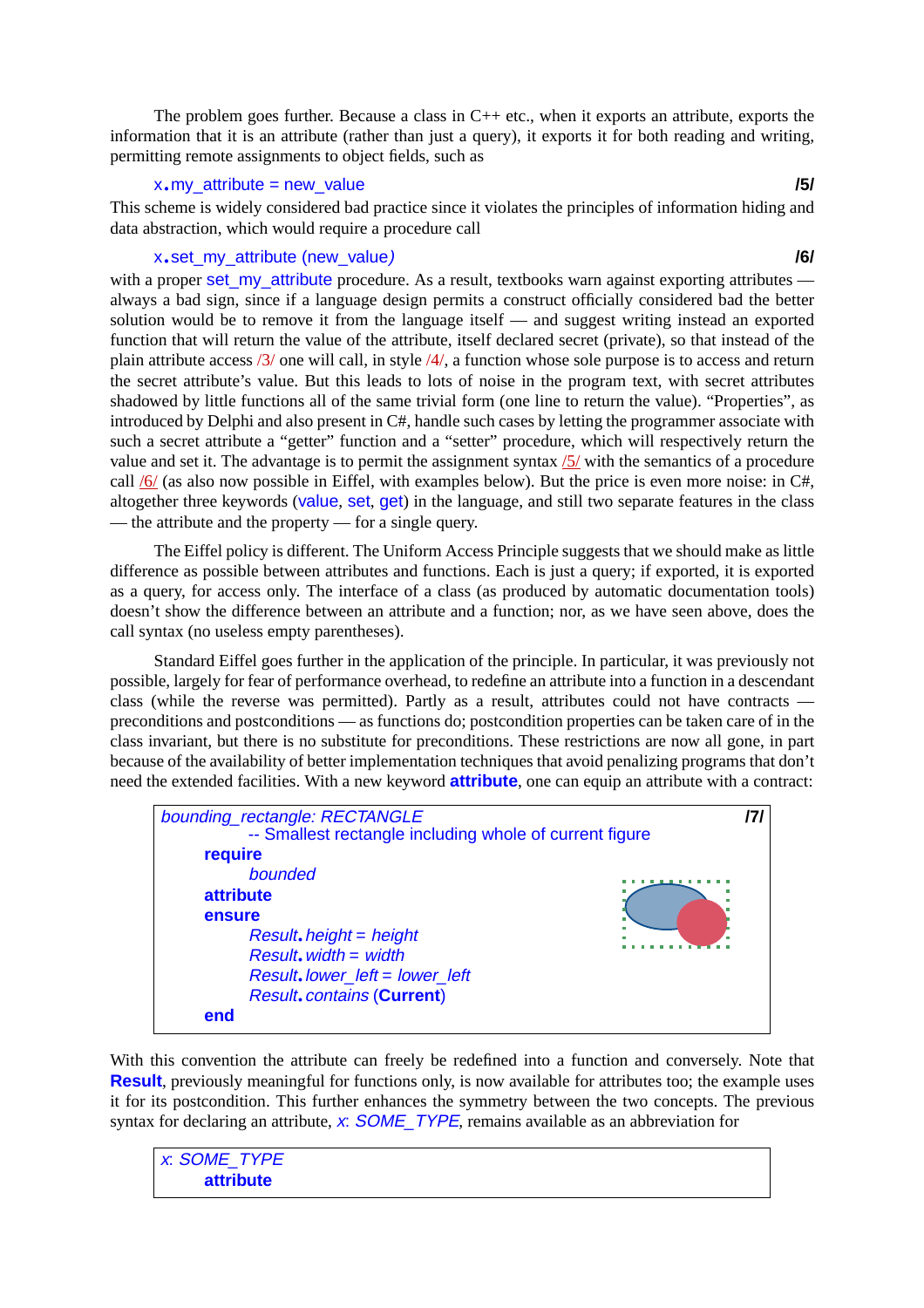The problem goes further. Because a class in C++ etc., when it exports an attribute, exports the information that it is an attribute (rather than just a query), it exports it for both reading and writing, permitting remote assignments to object fields, such as

```
x.my_attribute = new_value                                                    /5/
```

This scheme is widely considered bad practice since it violates the principles of information hiding and data abstraction, which would require a procedure call

```
x.set_my_attribute (new_value)                                                /6/
```

with a proper set_my_attribute procedure. As a result, textbooks warn against exporting attributes — always a bad sign, since if a language design permits a construct officially considered bad the better solution would be to remove it from the language itself — and suggest writing instead an exported function that will return the value of the attribute, itself declared secret (private), so that instead of the plain attribute access /3/ one will call, in style /4/, a function whose sole purpose is to access and return the secret attribute's value. But this leads to lots of noise in the program text, with secret attributes shadowed by little functions all of the same trivial form (one line to return the value). "Properties", as introduced by Delphi and also present in C#, handle such cases by letting the programmer associate with such a secret attribute a "getter" function and a "setter" procedure, which will respectively return the value and set it. The advantage is to permit the assignment syntax /5/ with the semantics of a procedure call /6/ (as also now possible in Eiffel, with examples below). But the price is even more noise: in C#, altogether three keywords (value, set, get) in the language, and still two separate features in the class — the attribute and the property — for a single query.

The Eiffel policy is different. The Uniform Access Principle suggests that we should make as little difference as possible between attributes and functions. Each is just a query; if exported, it is exported as a query, for access only. The interface of a class (as produced by automatic documentation tools) doesn't show the difference between an attribute and a function; nor, as we have seen above, does the call syntax (no useless empty parentheses).

Standard Eiffel goes further in the application of the principle. In particular, it was previously not possible, largely for fear of performance overhead, to redefine an attribute into a function in a descendant class (while the reverse was permitted). Partly as a result, attributes could not have contracts — preconditions and postconditions — as functions do; postcondition properties can be taken care of in the class invariant, but there is no substitute for preconditions. These restrictions are now all gone, in part because of the availability of better implementation techniques that avoid penalizing programs that don't need the extended facilities. With a new keyword **attribute**, one can equip an attribute with a contract:

```
bounding_rectangle: RECTANGLE                                                 /7/
        -- Smallest rectangle including whole of current figure
    require
        bounded
    attribute
    ensure
        Result.height = height
        Result.width = width
        Result.lower_left = lower_left
        Result.contains (Current)
    end
```

With this convention the attribute can freely be redefined into a function and conversely. Note that **Result**, previously meaningful for functions only, is now available for attributes too; the example uses it for its postcondition. This further enhances the symmetry between the two concepts. The previous syntax for declaring an attribute, *x: SOME_TYPE*, remains available as an abbreviation for

```
x: SOME_TYPE
    attribute
```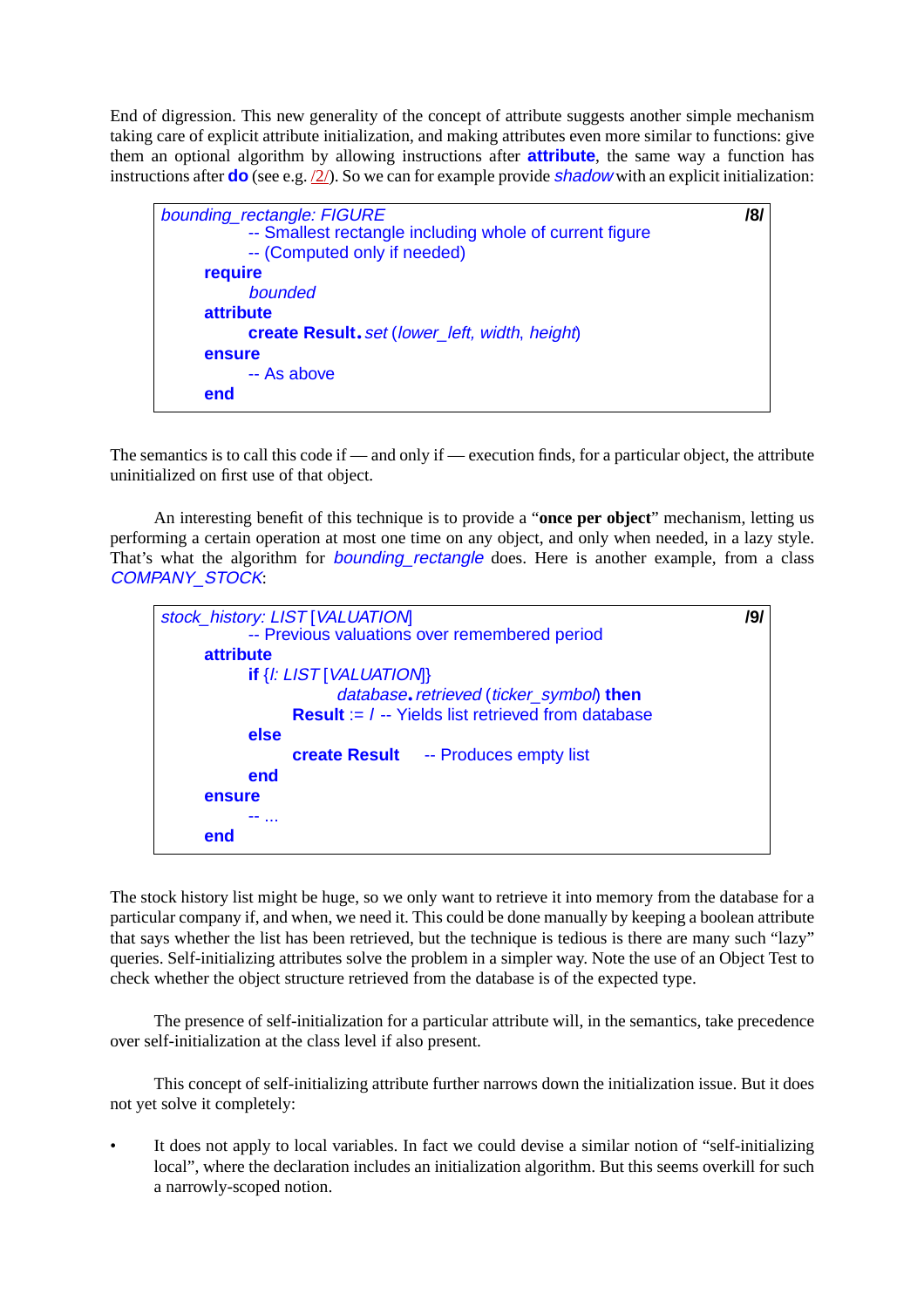End of digression. This new generality of the concept of attribute suggests another simple mechanism taking care of explicit attribute initialization, and making attributes even more similar to functions: give them an optional algorithm by allowing instructions after **attribute**, the same way a function has instructions after **do** (see e.g. /2/). So we can for example provide *shadow* with an explicit initialization:

```
bounding_rectangle: FIGURE                                              /8/
        -- Smallest rectangle including whole of current figure
        -- (Computed only if needed)
    require
        bounded
    attribute
        create Result.set (lower_left, width, height)
    ensure
        -- As above
    end
```

The semantics is to call this code if — and only if — execution finds, for a particular object, the attribute uninitialized on first use of that object.

An interesting benefit of this technique is to provide a "**once per object**" mechanism, letting us performing a certain operation at most one time on any object, and only when needed, in a lazy style. That's what the algorithm for *bounding_rectangle* does. Here is another example, from a class *COMPANY_STOCK*:

```
stock_history: LIST [VALUATION]                                         /9/
        -- Previous valuations over remembered period
    attribute
        if {l: LIST [VALUATION]}
                database.retrieved (ticker_symbol) then
            Result := l -- Yields list retrieved from database
        else
            create Result     -- Produces empty list
        end
    ensure
        -- ...
    end
```

The stock history list might be huge, so we only want to retrieve it into memory from the database for a particular company if, and when, we need it. This could be done manually by keeping a boolean attribute that says whether the list has been retrieved, but the technique is tedious is there are many such "lazy" queries. Self-initializing attributes solve the problem in a simpler way. Note the use of an Object Test to check whether the object structure retrieved from the database is of the expected type.

The presence of self-initialization for a particular attribute will, in the semantics, take precedence over self-initialization at the class level if also present.

This concept of self-initializing attribute further narrows down the initialization issue. But it does not yet solve it completely:

- It does not apply to local variables. In fact we could devise a similar notion of "self-initializing local", where the declaration includes an initialization algorithm. But this seems overkill for such a narrowly-scoped notion.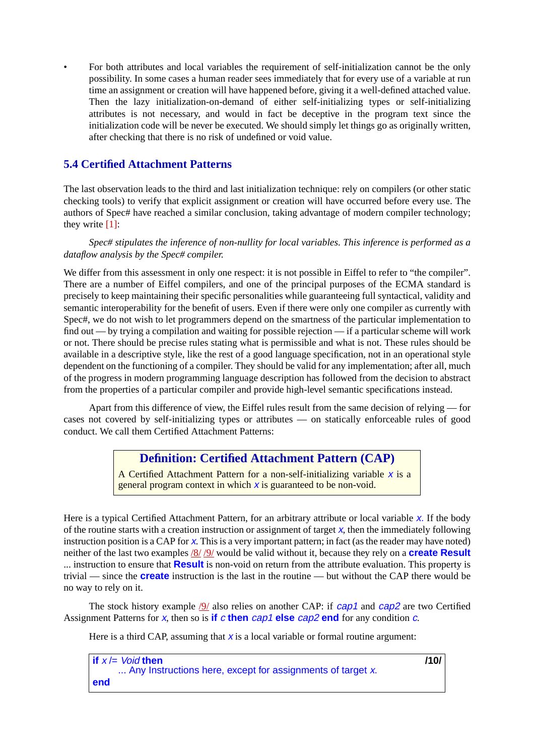- For both attributes and local variables the requirement of self-initialization cannot be the only possibility. In some cases a human reader sees immediately that for every use of a variable at run time an assignment or creation will have happened before, giving it a well-defined attached value. Then the lazy initialization-on-demand of either self-initializing types or self-initializing attributes is not necessary, and would in fact be deceptive in the program text since the initialization code will be never be executed. We should simply let things go as originally written, after checking that there is no risk of undefined or void value.

## 5.4 Certified Attachment Patterns

The last observation leads to the third and last initialization technique: rely on compilers (or other static checking tools) to verify that explicit assignment or creation will have occurred before every use. The authors of Spec# have reached a similar conclusion, taking advantage of modern compiler technology; they write [1]:

*Spec# stipulates the inference of non-nullity for local variables. This inference is performed as a dataflow analysis by the Spec# compiler.*

We differ from this assessment in only one respect: it is not possible in Eiffel to refer to "the compiler". There are a number of Eiffel compilers, and one of the principal purposes of the ECMA standard is precisely to keep maintaining their specific personalities while guaranteeing full syntactical, validity and semantic interoperability for the benefit of users. Even if there were only one compiler as currently with Spec#, we do not wish to let programmers depend on the smartness of the particular implementation to find out — by trying a compilation and waiting for possible rejection — if a particular scheme will work or not. There should be precise rules stating what is permissible and what is not. These rules should be available in a descriptive style, like the rest of a good language specification, not in an operational style dependent on the functioning of a compiler. They should be valid for any implementation; after all, much of the progress in modern programming language description has followed from the decision to abstract from the properties of a particular compiler and provide high-level semantic specifications instead.

Apart from this difference of view, the Eiffel rules result from the same decision of relying — for cases not covered by self-initializing types or attributes — on statically enforceable rules of good conduct. We call them Certified Attachment Patterns:

> **Definition: Certified Attachment Pattern (CAP)**
>
> A Certified Attachment Pattern for a non-self-initializing variable *x* is a general program context in which *x* is guaranteed to be non-void.

Here is a typical Certified Attachment Pattern, for an arbitrary attribute or local variable *x*. If the body of the routine starts with a creation instruction or assignment of target *x*, then the immediately following instruction position is a CAP for *x*. This is a very important pattern; in fact (as the reader may have noted) neither of the last two examples /8/ /9/ would be valid without it, because they rely on a **create Result** ... instruction to ensure that **Result** is non-void on return from the attribute evaluation. This property is trivial — since the **create** instruction is the last in the routine — but without the CAP there would be no way to rely on it.

The stock history example /9/ also relies on another CAP: if *cap1* and *cap2* are two Certified Assignment Patterns for *x*, then so is **if** *c* **then** *cap1* **else** *cap2* **end** for any condition *c*.

Here is a third CAP, assuming that *x* is a local variable or formal routine argument:

```
if x /= Void then                                                     /10/
    ... Any Instructions here, except for assignments of target x.
end
```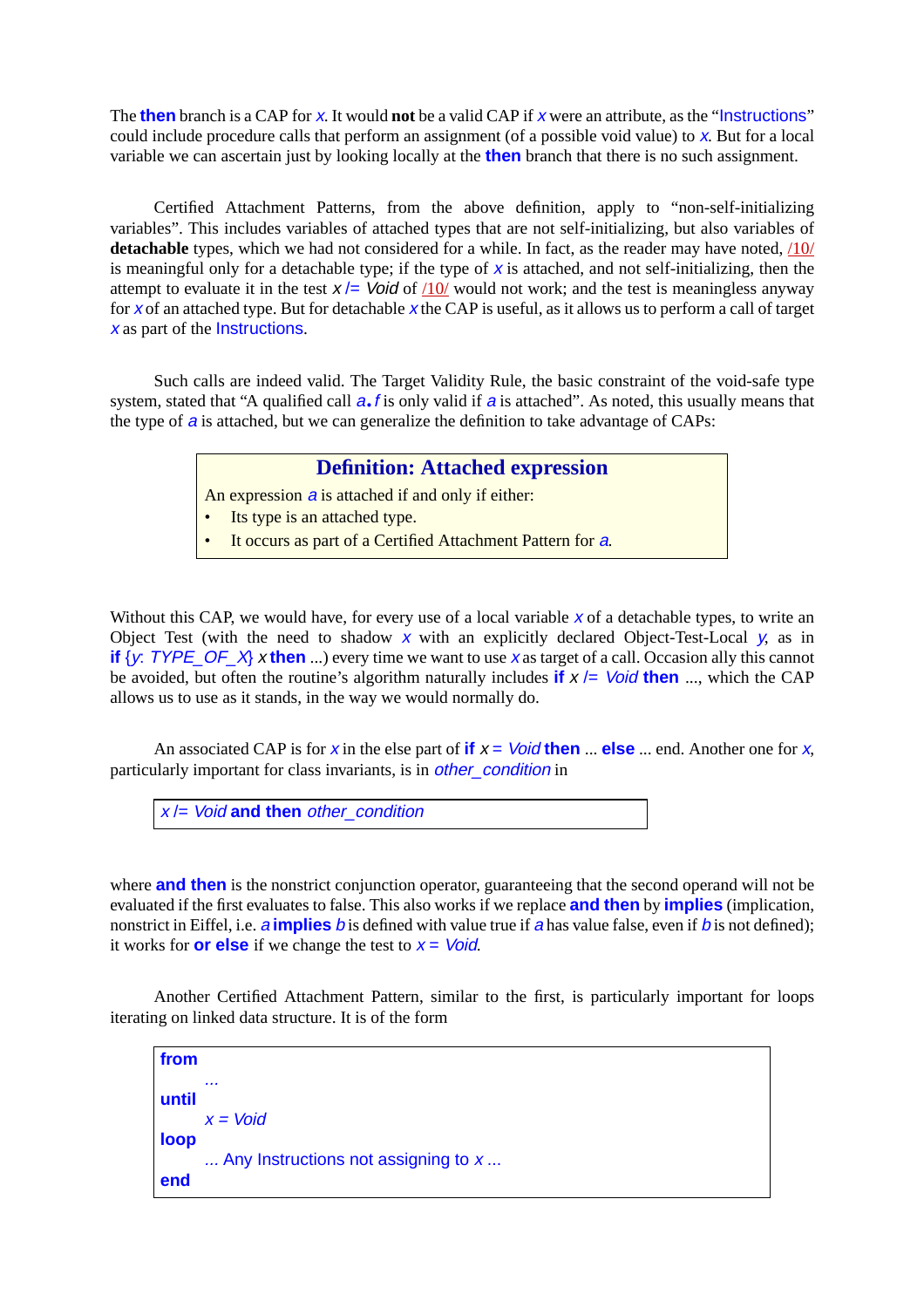The **then** branch is a CAP for *x*. It would **not** be a valid CAP if *x* were an attribute, as the "Instructions" could include procedure calls that perform an assignment (of a possible void value) to *x*. But for a local variable we can ascertain just by looking locally at the **then** branch that there is no such assignment.

Certified Attachment Patterns, from the above definition, apply to "non-self-initializing variables". This includes variables of attached types that are not self-initializing, but also variables of **detachable** types, which we had not considered for a while. In fact, as the reader may have noted, /10/ is meaningful only for a detachable type; if the type of *x* is attached, and not self-initializing, then the attempt to evaluate it in the test *x* /= *Void* of /10/ would not work; and the test is meaningless anyway for *x* of an attached type. But for detachable *x* the CAP is useful, as it allows us to perform a call of target *x* as part of the Instructions.

Such calls are indeed valid. The Target Validity Rule, the basic constraint of the void-safe type system, stated that "A qualified call *a*.*f* is only valid if *a* is attached". As noted, this usually means that the type of *a* is attached, but we can generalize the definition to take advantage of CAPs:

> **Definition: Attached expression**
>
> An expression *a* is attached if and only if either:
> - Its type is an attached type.
> - It occurs as part of a Certified Attachment Pattern for *a*.

Without this CAP, we would have, for every use of a local variable *x* of a detachable types, to write an Object Test (with the need to shadow *x* with an explicitly declared Object-Test-Local *y*, as in **if** {*y*: *TYPE_OF_X*} *x* **then** ...) every time we want to use *x* as target of a call. Occasion ally this cannot be avoided, but often the routine's algorithm naturally includes **if** *x* /= *Void* **then** ..., which the CAP allows us to use as it stands, in the way we would normally do.

An associated CAP is for *x* in the else part of **if** *x* = *Void* **then** ... **else** ... end. Another one for *x*, particularly important for class invariants, is in *other_condition* in

```
x /= Void and then other_condition
```

where **and then** is the nonstrict conjunction operator, guaranteeing that the second operand will not be evaluated if the first evaluates to false. This also works if we replace **and then** by **implies** (implication, nonstrict in Eiffel, i.e. *a* **implies** *b* is defined with value true if *a* has value false, even if *b* is not defined); it works for **or else** if we change the test to *x* = *Void*.

Another Certified Attachment Pattern, similar to the first, is particularly important for loops iterating on linked data structure. It is of the form

```
from
    ...
until
    x = Void
loop
    ... Any Instructions not assigning to x ...
end
```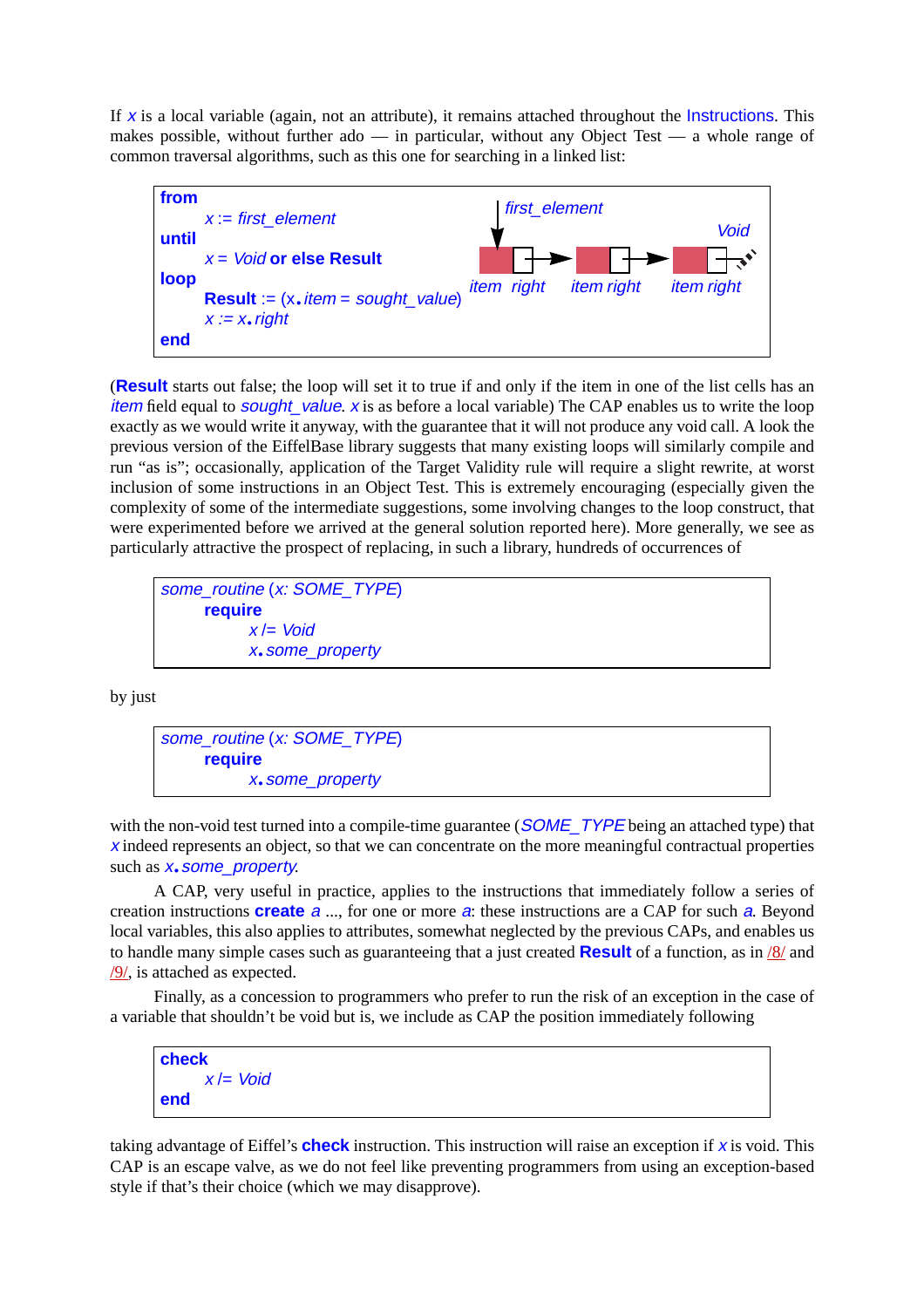If *x* is a local variable (again, not an attribute), it remains attached throughout the Instructions. This makes possible, without further ado — in particular, without any Object Test — a whole range of common traversal algorithms, such as this one for searching in a linked list:

```
from
    x := first_element
until
    x = Void or else Result
loop
    Result := (x.item = sought_value)
    x := x.right
end
```

(**Result** starts out false; the loop will set it to true if and only if the item in one of the list cells has an *item* field equal to *sought_value*. *x* is as before a local variable) The CAP enables us to write the loop exactly as we would write it anyway, with the guarantee that it will not produce any void call. A look the previous version of the EiffelBase library suggests that many existing loops will similarly compile and run "as is"; occasionally, application of the Target Validity rule will require a slight rewrite, at worst inclusion of some instructions in an Object Test. This is extremely encouraging (especially given the complexity of some of the intermediate suggestions, some involving changes to the loop construct, that were experimented before we arrived at the general solution reported here). More generally, we see as particularly attractive the prospect of replacing, in such a library, hundreds of occurrences of

```
some_routine (x: SOME_TYPE)
    require
        x /= Void
        x.some_property
```

by just

```
some_routine (x: SOME_TYPE)
    require
        x.some_property
```

with the non-void test turned into a compile-time guarantee (*SOME_TYPE* being an attached type) that *x* indeed represents an object, so that we can concentrate on the more meaningful contractual properties such as *x.some_property*.

A CAP, very useful in practice, applies to the instructions that immediately follow a series of creation instructions **create** *a* ..., for one or more *a*: these instructions are a CAP for such *a*. Beyond local variables, this also applies to attributes, somewhat neglected by the previous CAPs, and enables us to handle many simple cases such as guaranteeing that a just created **Result** of a function, as in /8/ and /9/, is attached as expected.

Finally, as a concession to programmers who prefer to run the risk of an exception in the case of a variable that shouldn't be void but is, we include as CAP the position immediately following

```
check
    x /= Void
end
```

taking advantage of Eiffel's **check** instruction. This instruction will raise an exception if *x* is void. This CAP is an escape valve, as we do not feel like preventing programmers from using an exception-based style if that's their choice (which we may disapprove).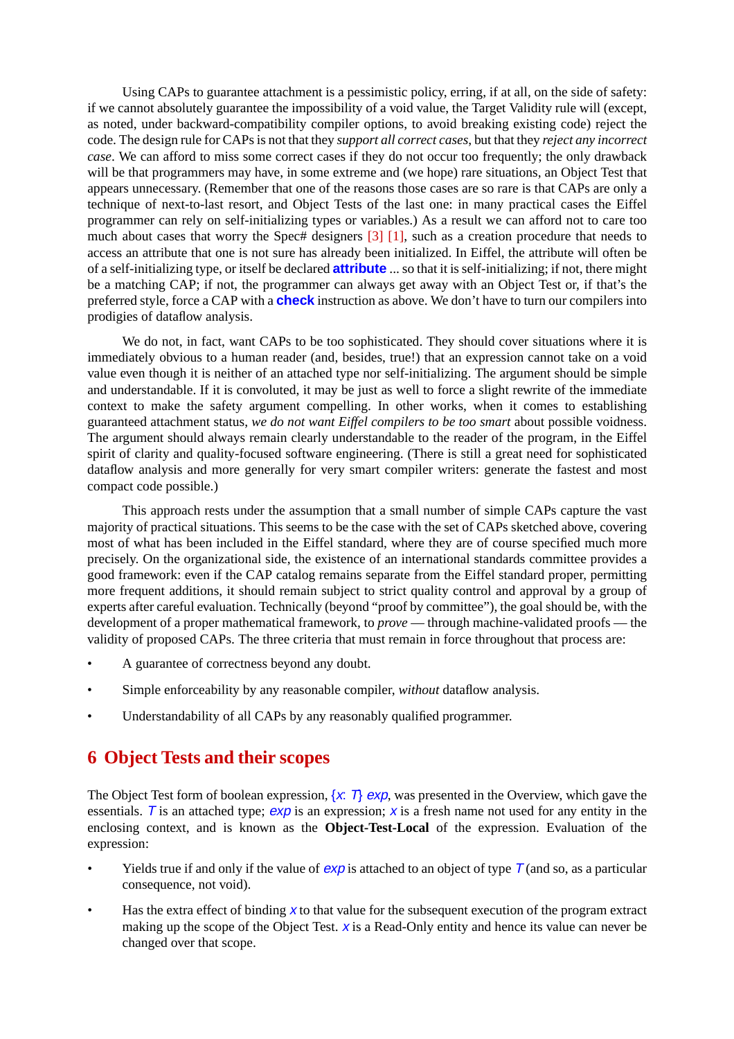Using CAPs to guarantee attachment is a pessimistic policy, erring, if at all, on the side of safety: if we cannot absolutely guarantee the impossibility of a void value, the Target Validity rule will (except, as noted, under backward-compatibility compiler options, to avoid breaking existing code) reject the code. The design rule for CAPs is not that they *support all correct cases*, but that they *reject any incorrect case*. We can afford to miss some correct cases if they do not occur too frequently; the only drawback will be that programmers may have, in some extreme and (we hope) rare situations, an Object Test that appears unnecessary. (Remember that one of the reasons those cases are so rare is that CAPs are only a technique of next-to-last resort, and Object Tests of the last one: in many practical cases the Eiffel programmer can rely on self-initializing types or variables.) As a result we can afford not to care too much about cases that worry the Spec# designers [3] [1], such as a creation procedure that needs to access an attribute that one is not sure has already been initialized. In Eiffel, the attribute will often be of a self-initializing type, or itself be declared **attribute** ... so that it is self-initializing; if not, there might be a matching CAP; if not, the programmer can always get away with an Object Test or, if that's the preferred style, force a CAP with a **check** instruction as above. We don't have to turn our compilers into prodigies of dataflow analysis.

We do not, in fact, want CAPs to be too sophisticated. They should cover situations where it is immediately obvious to a human reader (and, besides, true!) that an expression cannot take on a void value even though it is neither of an attached type nor self-initializing. The argument should be simple and understandable. If it is convoluted, it may be just as well to force a slight rewrite of the immediate context to make the safety argument compelling. In other works, when it comes to establishing guaranteed attachment status, *we do not want Eiffel compilers to be too smart* about possible voidness. The argument should always remain clearly understandable to the reader of the program, in the Eiffel spirit of clarity and quality-focused software engineering. (There is still a great need for sophisticated dataflow analysis and more generally for very smart compiler writers: generate the fastest and most compact code possible.)

This approach rests under the assumption that a small number of simple CAPs capture the vast majority of practical situations. This seems to be the case with the set of CAPs sketched above, covering most of what has been included in the Eiffel standard, where they are of course specified much more precisely. On the organizational side, the existence of an international standards committee provides a good framework: even if the CAP catalog remains separate from the Eiffel standard proper, permitting more frequent additions, it should remain subject to strict quality control and approval by a group of experts after careful evaluation. Technically (beyond "proof by committee"), the goal should be, with the development of a proper mathematical framework, to *prove* — through machine-validated proofs — the validity of proposed CAPs. The three criteria that must remain in force throughout that process are:

- A guarantee of correctness beyond any doubt.
- Simple enforceability by any reasonable compiler, *without* dataflow analysis.
- Understandability of all CAPs by any reasonably qualified programmer.

## 6 Object Tests and their scopes

The Object Test form of boolean expression, {*x*: *T*} *exp*, was presented in the Overview, which gave the essentials. *T* is an attached type; *exp* is an expression; *x* is a fresh name not used for any entity in the enclosing context, and is known as the **Object-Test-Local** of the expression. Evaluation of the expression:

- Yields true if and only if the value of *exp* is attached to an object of type *T* (and so, as a particular consequence, not void).
- Has the extra effect of binding *x* to that value for the subsequent execution of the program extract making up the scope of the Object Test. *x* is a Read-Only entity and hence its value can never be changed over that scope.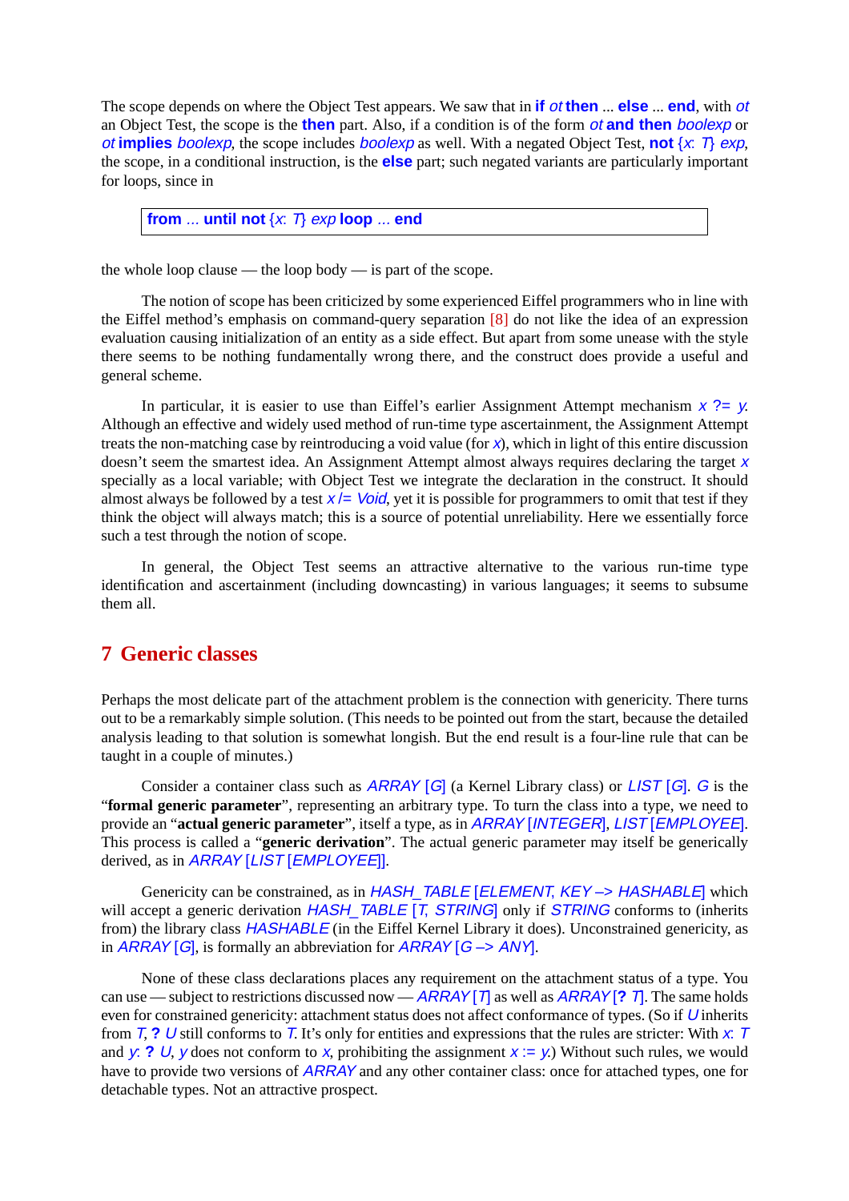The scope depends on where the Object Test appears. We saw that in **if** *ot* **then** ... **else** ... **end**, with *ot* an Object Test, the scope is the **then** part. Also, if a condition is of the form *ot* **and then** *boolexp* or *ot* **implies** *boolexp*, the scope includes *boolexp* as well. With a negated Object Test, **not** {*x*: *T*} *exp*, the scope, in a conditional instruction, is the **else** part; such negated variants are particularly important for loops, since in

```
from ... until not {x: T} exp loop ... end
```

the whole loop clause — the loop body — is part of the scope.

The notion of scope has been criticized by some experienced Eiffel programmers who in line with the Eiffel method's emphasis on command-query separation [8] do not like the idea of an expression evaluation causing initialization of an entity as a side effect. But apart from some unease with the style there seems to be nothing fundamentally wrong there, and the construct does provide a useful and general scheme.

In particular, it is easier to use than Eiffel's earlier Assignment Attempt mechanism *x* ?= *y*. Although an effective and widely used method of run-time type ascertainment, the Assignment Attempt treats the non-matching case by reintroducing a void value (for *x*), which in light of this entire discussion doesn't seem the smartest idea. An Assignment Attempt almost always requires declaring the target *x* specially as a local variable; with Object Test we integrate the declaration in the construct. It should almost always be followed by a test *x* /= *Void*, yet it is possible for programmers to omit that test if they think the object will always match; this is a source of potential unreliability. Here we essentially force such a test through the notion of scope.

In general, the Object Test seems an attractive alternative to the various run-time type identification and ascertainment (including downcasting) in various languages; it seems to subsume them all.

## 7 Generic classes

Perhaps the most delicate part of the attachment problem is the connection with genericity. There turns out to be a remarkably simple solution. (This needs to be pointed out from the start, because the detailed analysis leading to that solution is somewhat longish. But the end result is a four-line rule that can be taught in a couple of minutes.)

Consider a container class such as *ARRAY* [*G*] (a Kernel Library class) or *LIST* [*G*]. *G* is the "**formal generic parameter**", representing an arbitrary type. To turn the class into a type, we need to provide an "**actual generic parameter**", itself a type, as in *ARRAY* [*INTEGER*], *LIST* [*EMPLOYEE*]. This process is called a "**generic derivation**". The actual generic parameter may itself be generically derived, as in *ARRAY* [*LIST* [*EMPLOYEE*]].

Genericity can be constrained, as in *HASH_TABLE* [*ELEMENT*, *KEY* –> *HASHABLE*] which will accept a generic derivation *HASH_TABLE* [*T*, *STRING*] only if *STRING* conforms to (inherits from) the library class *HASHABLE* (in the Eiffel Kernel Library it does). Unconstrained genericity, as in *ARRAY* [*G*], is formally an abbreviation for *ARRAY* [*G* –> *ANY*].

None of these class declarations places any requirement on the attachment status of a type. You can use — subject to restrictions discussed now — *ARRAY* [*T*] as well as *ARRAY* [**?** *T*]. The same holds even for constrained genericity: attachment status does not affect conformance of types. (So if *U* inherits from *T*, **?** *U* still conforms to *T*. It's only for entities and expressions that the rules are stricter: With *x*: *T* and *y*: **?** *U*, *y* does not conform to *x*, prohibiting the assignment *x* := *y*.) Without such rules, we would have to provide two versions of *ARRAY* and any other container class: once for attached types, one for detachable types. Not an attractive prospect.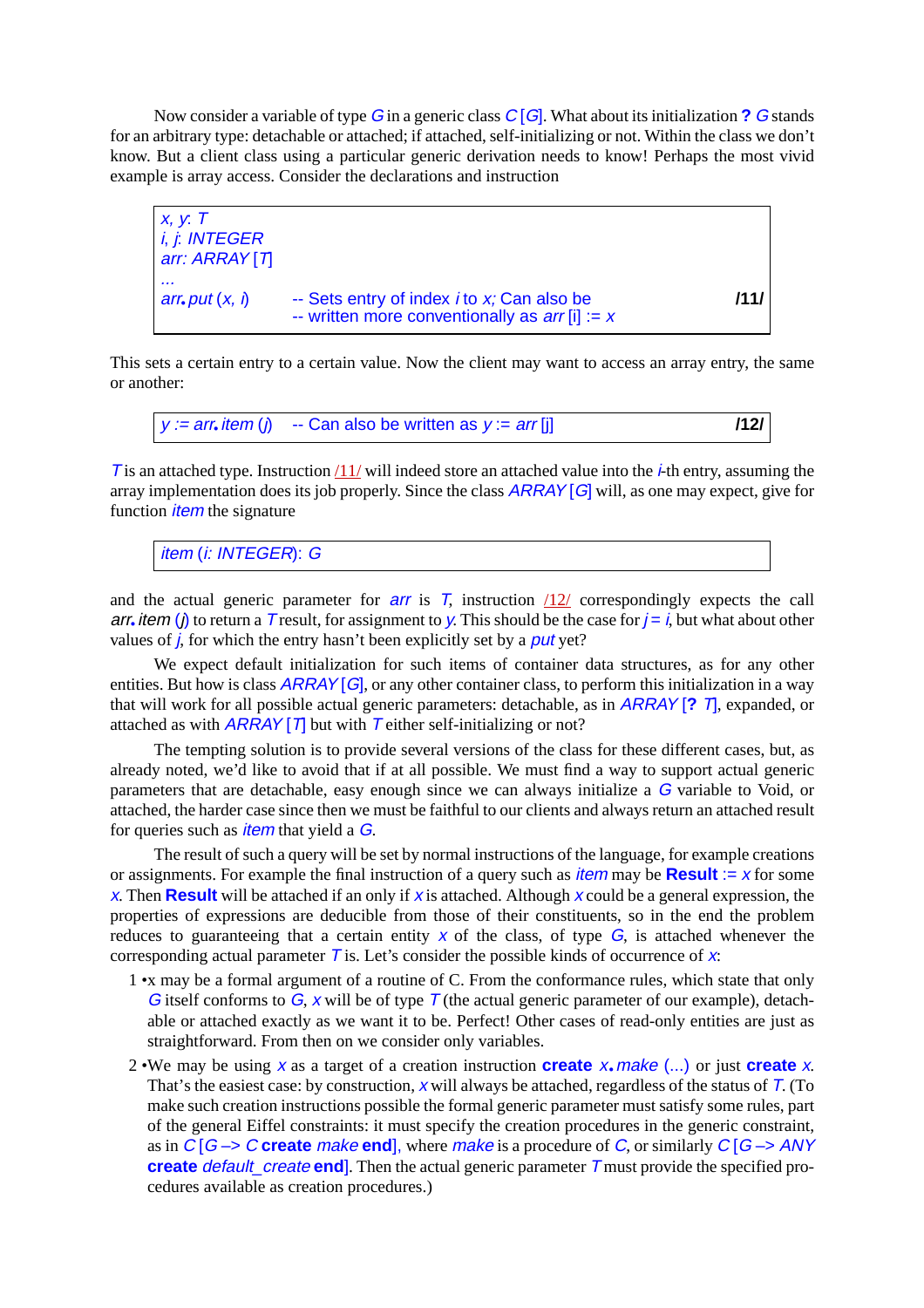Now consider a variable of type *G* in a generic class *C* [*G*]. What about its initialization **?** *G* stands for an arbitrary type: detachable or attached; if attached, self-initializing or not. Within the class we don't know. But a client class using a particular generic derivation needs to know! Perhaps the most vivid example is array access. Consider the declarations and instruction

```
x, y: T
i, j: INTEGER
arr: ARRAY [T]
...
arr.put (x, i)        -- Sets entry of index i to x; Can also be          /11/
                      -- written more conventionally as arr [i] := x
```

This sets a certain entry to a certain value. Now the client may want to access an array entry, the same or another:

```
y := arr.item (j)    -- Can also be written as y := arr [j]               /12/
```

*T* is an attached type. Instruction /11/ will indeed store an attached value into the *i*-th entry, assuming the array implementation does its job properly. Since the class *ARRAY* [*G*] will, as one may expect, give for function *item* the signature

```
item (i: INTEGER): G
```

and the actual generic parameter for *arr* is *T*, instruction /12/ correspondingly expects the call *arr*.*item* (*j*) to return a *T* result, for assignment to *y*. This should be the case for *j* = *i*, but what about other values of *j*, for which the entry hasn't been explicitly set by a *put* yet?

We expect default initialization for such items of container data structures, as for any other entities. But how is class *ARRAY* [*G*], or any other container class, to perform this initialization in a way that will work for all possible actual generic parameters: detachable, as in *ARRAY* [**?** *T*], expanded, or attached as with *ARRAY* [*T*] but with *T* either self-initializing or not?

The tempting solution is to provide several versions of the class for these different cases, but, as already noted, we'd like to avoid that if at all possible. We must find a way to support actual generic parameters that are detachable, easy enough since we can always initialize a *G* variable to Void, or attached, the harder case since then we must be faithful to our clients and always return an attached result for queries such as *item* that yield a *G*.

The result of such a query will be set by normal instructions of the language, for example creations or assignments. For example the final instruction of a query such as *item* may be **Result** := *x* for some *x*. Then **Result** will be attached if an only if *x* is attached. Although *x* could be a general expression, the properties of expressions are deducible from those of their constituents, so in the end the problem reduces to guaranteeing that a certain entity *x* of the class, of type *G*, is attached whenever the corresponding actual parameter *T* is. Let's consider the possible kinds of occurrence of *x*:

1 •x may be a formal argument of a routine of C. From the conformance rules, which state that only *G* itself conforms to *G*, *x* will be of type *T* (the actual generic parameter of our example), detachable or attached exactly as we want it to be. Perfect! Other cases of read-only entities are just as straightforward. From then on we consider only variables.

2 •We may be using *x* as a target of a creation instruction **create** *x*.*make* (...) or just **create** *x*. That's the easiest case: by construction, *x* will always be attached, regardless of the status of *T*. (To make such creation instructions possible the formal generic parameter must satisfy some rules, part of the general Eiffel constraints: it must specify the creation procedures in the generic constraint, as in *C* [*G* –> *C* **create** *make* **end**], where *make* is a procedure of *C*, or similarly *C* [*G* –> *ANY* **create** *default_create* **end**]. Then the actual generic parameter *T* must provide the specified procedures available as creation procedures.)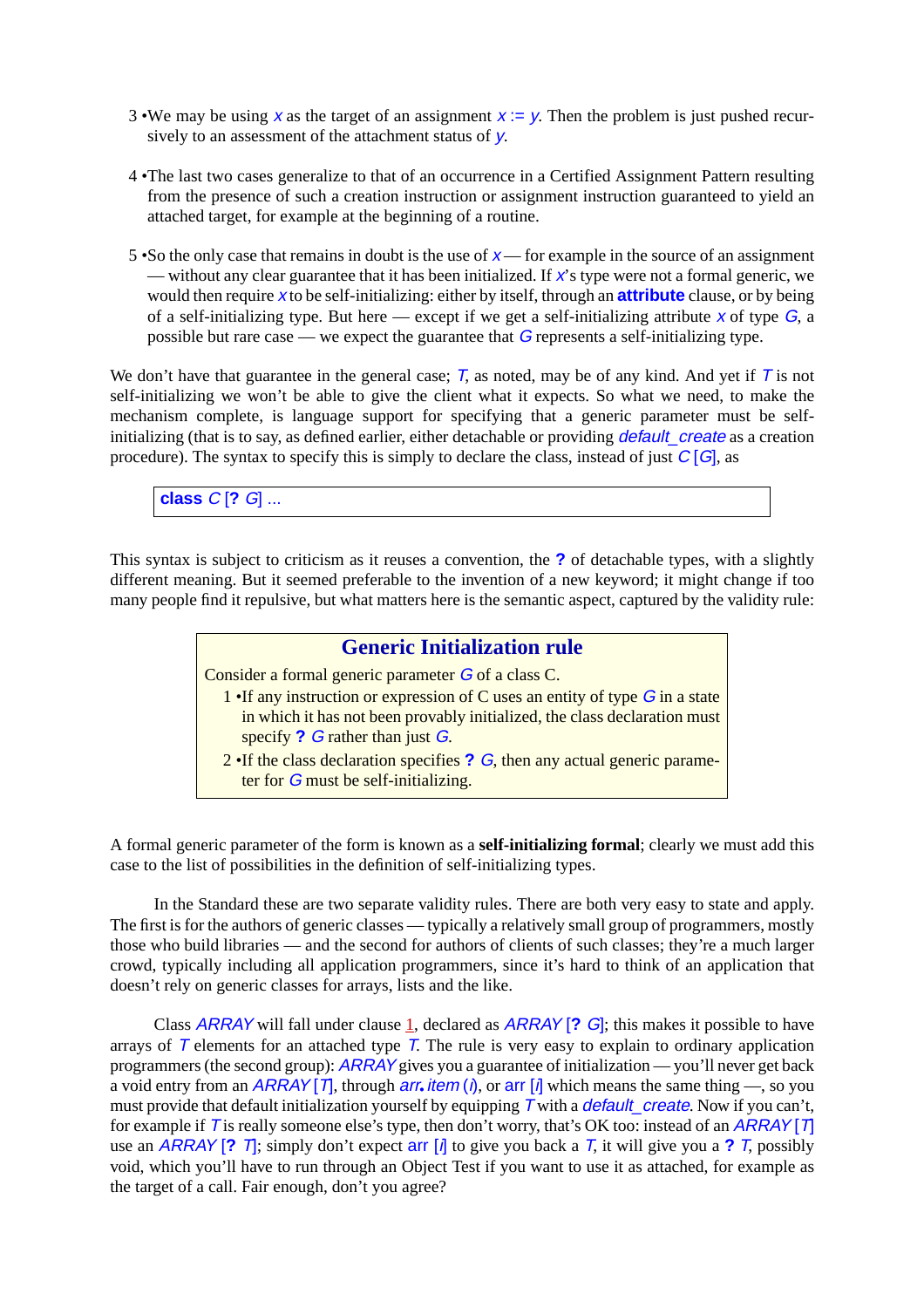3 •We may be using *x* as the target of an assignment *x* := *y*. Then the problem is just pushed recursively to an assessment of the attachment status of *y*.

4 •The last two cases generalize to that of an occurrence in a Certified Assignment Pattern resulting from the presence of such a creation instruction or assignment instruction guaranteed to yield an attached target, for example at the beginning of a routine.

5 •So the only case that remains in doubt is the use of *x* — for example in the source of an assignment — without any clear guarantee that it has been initialized. If *x*'s type were not a formal generic, we would then require *x* to be self-initializing: either by itself, through an **attribute** clause, or by being of a self-initializing type. But here — except if we get a self-initializing attribute *x* of type *G*, a possible but rare case — we expect the guarantee that *G* represents a self-initializing type.

We don't have that guarantee in the general case; *T*, as noted, may be of any kind. And yet if *T* is not self-initializing we won't be able to give the client what it expects. So what we need, to make the mechanism complete, is language support for specifying that a generic parameter must be self-initializing (that is to say, as defined earlier, either detachable or providing *default_create* as a creation procedure). The syntax to specify this is simply to declare the class, instead of just *C* [*G*], as

```
class C [? G] ...
```

This syntax is subject to criticism as it reuses a convention, the **?** of detachable types, with a slightly different meaning. But it seemed preferable to the invention of a new keyword; it might change if too many people find it repulsive, but what matters here is the semantic aspect, captured by the validity rule:

## Generic Initialization rule

Consider a formal generic parameter *G* of a class C.

1 •If any instruction or expression of C uses an entity of type *G* in a state in which it has not been provably initialized, the class declaration must specify **?** *G* rather than just *G*.

2 •If the class declaration specifies **?** *G*, then any actual generic parameter for *G* must be self-initializing.

A formal generic parameter of the form is known as a **self-initializing formal**; clearly we must add this case to the list of possibilities in the definition of self-initializing types.

In the Standard these are two separate validity rules. There are both very easy to state and apply. The first is for the authors of generic classes — typically a relatively small group of programmers, mostly those who build libraries — and the second for authors of clients of such classes; they're a much larger crowd, typically including all application programmers, since it's hard to think of an application that doesn't rely on generic classes for arrays, lists and the like.

Class *ARRAY* will fall under clause 1, declared as *ARRAY* [**?** *G*]; this makes it possible to have arrays of *T* elements for an attached type *T*. The rule is very easy to explain to ordinary application programmers (the second group): *ARRAY* gives you a guarantee of initialization — you'll never get back a void entry from an *ARRAY* [*T*], through *arr***.** *item* (*i*), or arr [*i*] which means the same thing —, so you must provide that default initialization yourself by equipping *T* with a *default_create*. Now if you can't, for example if *T* is really someone else's type, then don't worry, that's OK too: instead of an *ARRAY* [*T*] use an *ARRAY* [**?** *T*]; simply don't expect arr [*i*] to give you back a *T*, it will give you a **?** *T*, possibly void, which you'll have to run through an Object Test if you want to use it as attached, for example as the target of a call. Fair enough, don't you agree?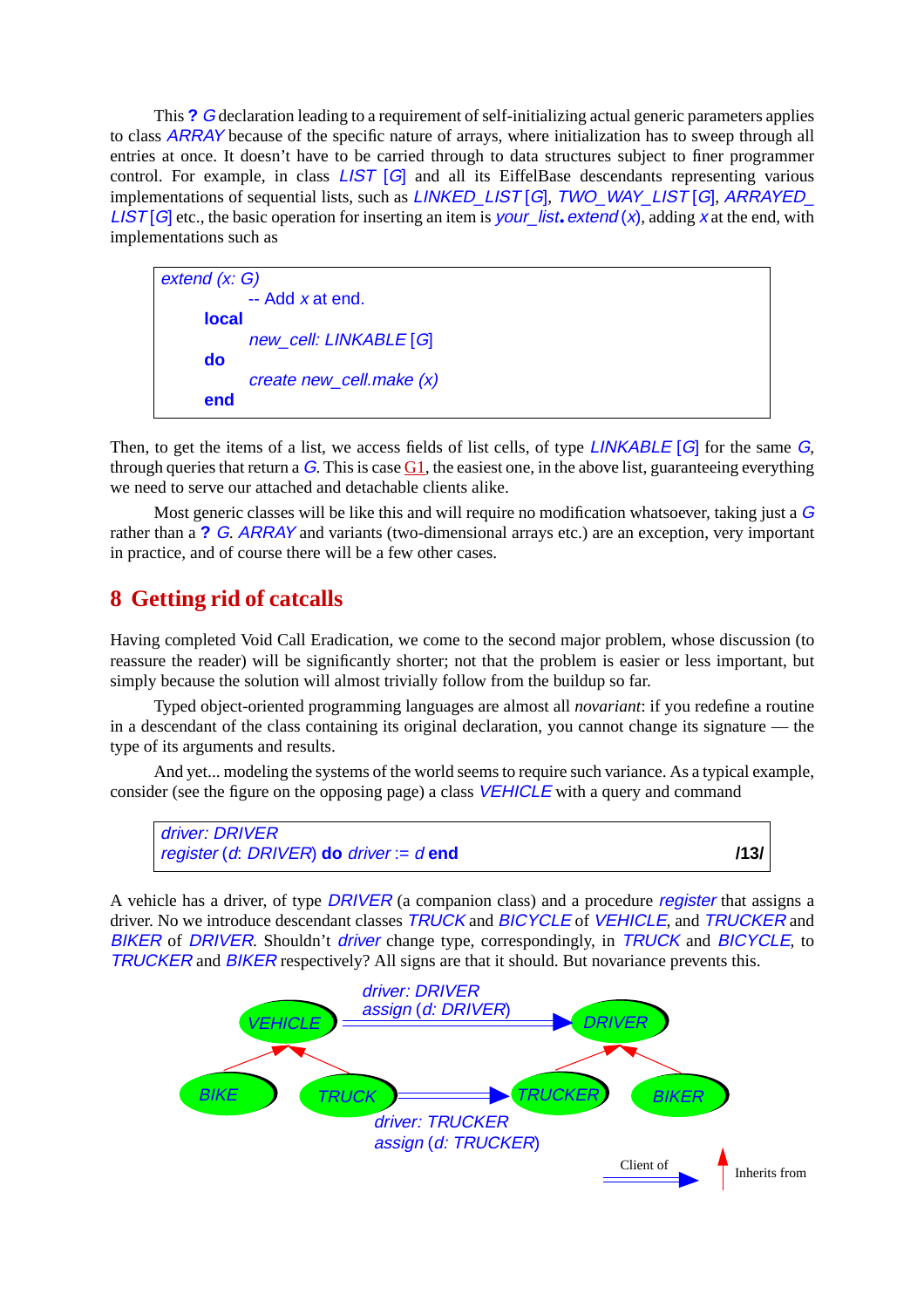This **?** *G* declaration leading to a requirement of self-initializing actual generic parameters applies to class *ARRAY* because of the specific nature of arrays, where initialization has to sweep through all entries at once. It doesn't have to be carried through to data structures subject to finer programmer control. For example, in class *LIST* [*G*] and all its EiffelBase descendants representing various implementations of sequential lists, such as *LINKED_LIST* [*G*], *TWO_WAY_LIST* [*G*], *ARRAYED_LIST* [*G*] etc., the basic operation for inserting an item is *your_list*.*extend* (*x*), adding *x* at the end, with implementations such as

```
extend (x: G)
        -- Add x at end.
    local
        new_cell: LINKABLE [G]
    do
        create new_cell.make (x)
    end
```

Then, to get the items of a list, we access fields of list cells, of type *LINKABLE* [*G*] for the same *G*, through queries that return a *G*. This is case G1, the easiest one, in the above list, guaranteeing everything we need to serve our attached and detachable clients alike.

Most generic classes will be like this and will require no modification whatsoever, taking just a *G* rather than a **?** *G*. *ARRAY* and variants (two-dimensional arrays etc.) are an exception, very important in practice, and of course there will be a few other cases.

## 8 Getting rid of catcalls

Having completed Void Call Eradication, we come to the second major problem, whose discussion (to reassure the reader) will be significantly shorter; not that the problem is easier or less important, but simply because the solution will almost trivially follow from the buildup so far.

Typed object-oriented programming languages are almost all *novariant*: if you redefine a routine in a descendant of the class containing its original declaration, you cannot change its signature — the type of its arguments and results.

And yet... modeling the systems of the world seems to require such variance. As a typical example, consider (see the figure on the opposing page) a class *VEHICLE* with a query and command

```
driver: DRIVER
register (d: DRIVER) do driver := d end                              /13/
```

A vehicle has a driver, of type *DRIVER* (a companion class) and a procedure *register* that assigns a driver. No we introduce descendant classes *TRUCK* and *BICYCLE* of *VEHICLE*, and *TRUCKER* and *BIKER* of *DRIVER*. Shouldn't *driver* change type, correspondingly, in *TRUCK* and *BICYCLE*, to *TRUCKER* and *BIKER* respectively? All signs are that it should. But novariance prevents this.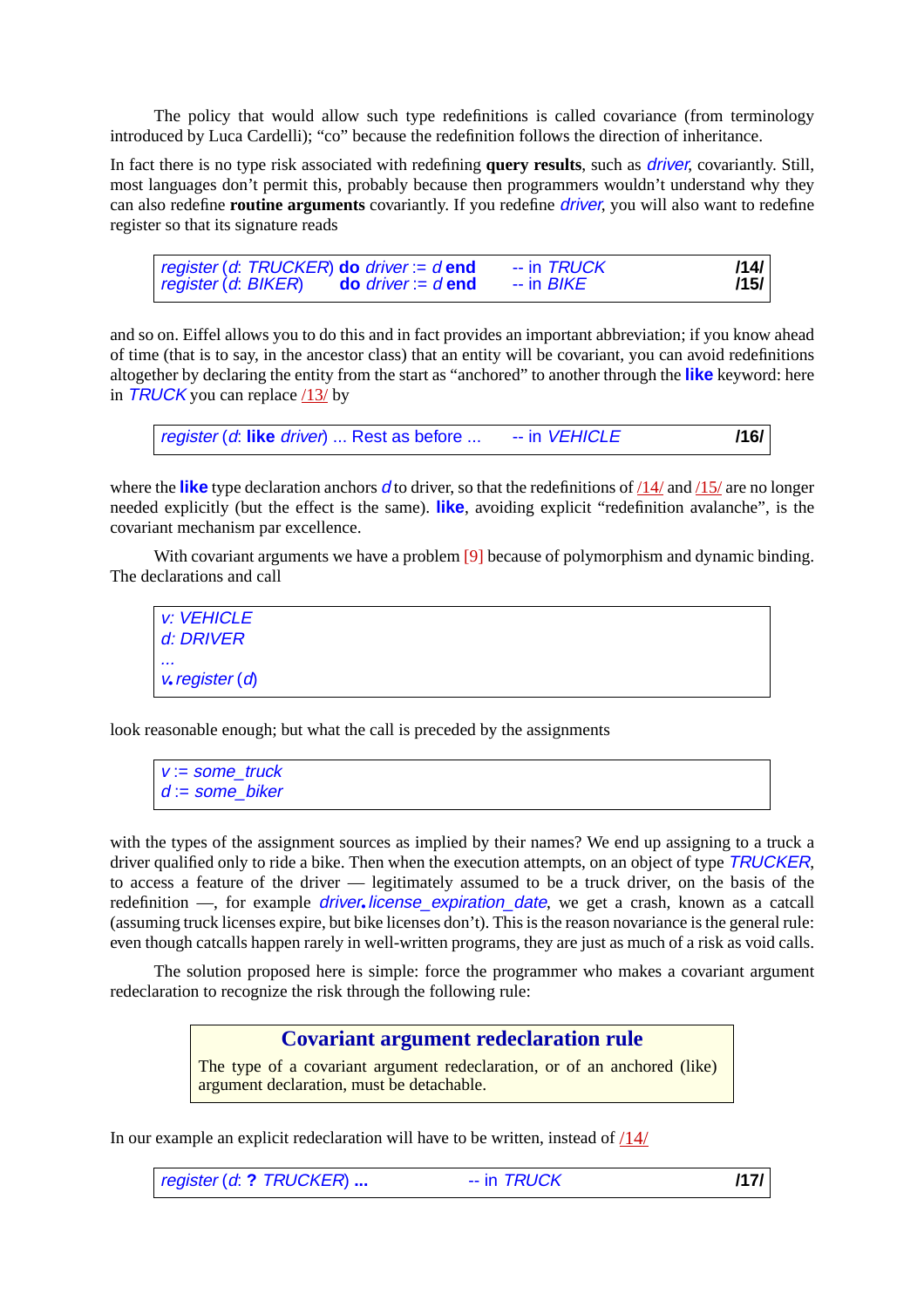The policy that would allow such type redefinitions is called covariance (from terminology introduced by Luca Cardelli); "co" because the redefinition follows the direction of inheritance.

In fact there is no type risk associated with redefining **query results**, such as *driver*, covariantly. Still, most languages don't permit this, probably because then programmers wouldn't understand why they can also redefine **routine arguments** covariantly. If you redefine *driver*, you will also want to redefine register so that its signature reads

```
register (d: TRUCKER) do driver := d end      -- in TRUCK       /14/
register (d: BIKER)   do driver := d end      -- in BIKE        /15/
```

and so on. Eiffel allows you to do this and in fact provides an important abbreviation; if you know ahead of time (that is to say, in the ancestor class) that an entity will be covariant, you can avoid redefinitions altogether by declaring the entity from the start as "anchored" to another through the **like** keyword: here in *TRUCK* you can replace /13/ by

```
register (d: like driver) ... Rest as before ...      -- in VEHICLE       /16/
```

where the **like** type declaration anchors *d* to driver, so that the redefinitions of /14/ and /15/ are no longer needed explicitly (but the effect is the same). **like**, avoiding explicit "redefinition avalanche", is the covariant mechanism par excellence.

With covariant arguments we have a problem [9] because of polymorphism and dynamic binding. The declarations and call

```
v: VEHICLE
d: DRIVER
...
v.register (d)
```

look reasonable enough; but what the call is preceded by the assignments

```
v := some_truck
d := some_biker
```

with the types of the assignment sources as implied by their names? We end up assigning to a truck a driver qualified only to ride a bike. Then when the execution attempts, on an object of type *TRUCKER*, to access a feature of the driver — legitimately assumed to be a truck driver, on the basis of the redefinition —, for example *driver.license_expiration_date*, we get a crash, known as a catcall (assuming truck licenses expire, but bike licenses don't). This is the reason novariance is the general rule: even though catcalls happen rarely in well-written programs, they are just as much of a risk as void calls.

The solution proposed here is simple: force the programmer who makes a covariant argument redeclaration to recognize the risk through the following rule:

> **Covariant argument redeclaration rule**
>
> The type of a covariant argument redeclaration, or of an anchored (like) argument declaration, must be detachable.

In our example an explicit redeclaration will have to be written, instead of /14/

```
register (d: ? TRUCKER) ...      -- in TRUCK       /17/
```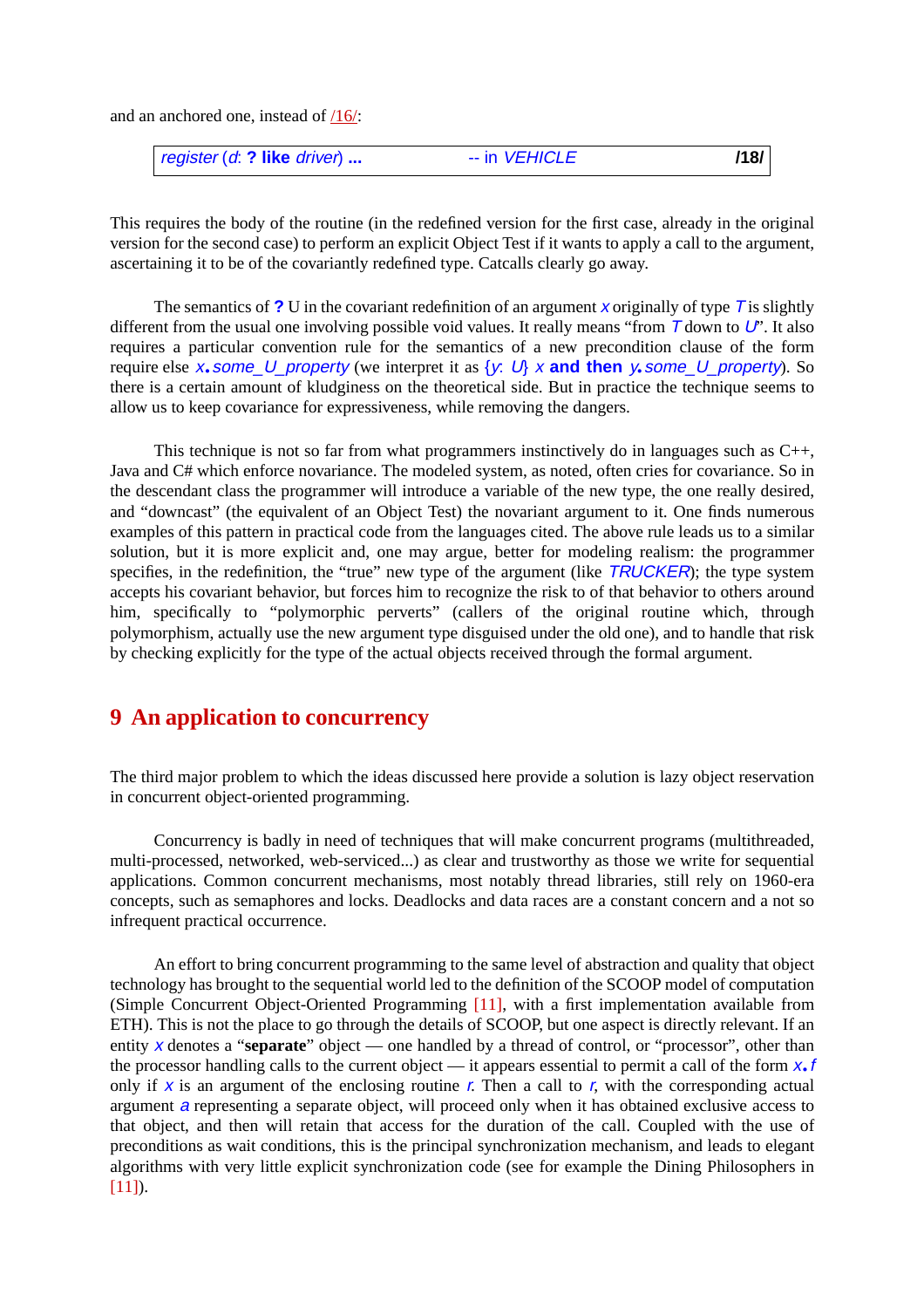and an anchored one, instead of /16/:

```
register (d: ? like driver) ...          -- in VEHICLE          /18/
```

This requires the body of the routine (in the redefined version for the first case, already in the original version for the second case) to perform an explicit Object Test if it wants to apply a call to the argument, ascertaining it to be of the covariantly redefined type. Catcalls clearly go away.

The semantics of **?** U in the covariant redefinition of an argument *x* originally of type *T* is slightly different from the usual one involving possible void values. It really means "from *T* down to *U*". It also requires a particular convention rule for the semantics of a new precondition clause of the form require else *x*.*some_U_property* (we interpret it as {*y*: *U*} *x* **and then** *y*.*some_U_property*). So there is a certain amount of kludginess on the theoretical side. But in practice the technique seems to allow us to keep covariance for expressiveness, while removing the dangers.

This technique is not so far from what programmers instinctively do in languages such as C++, Java and C# which enforce novariance. The modeled system, as noted, often cries for covariance. So in the descendant class the programmer will introduce a variable of the new type, the one really desired, and "downcast" (the equivalent of an Object Test) the novariant argument to it. One finds numerous examples of this pattern in practical code from the languages cited. The above rule leads us to a similar solution, but it is more explicit and, one may argue, better for modeling realism: the programmer specifies, in the redefinition, the "true" new type of the argument (like *TRUCKER*); the type system accepts his covariant behavior, but forces him to recognize the risk to of that behavior to others around him, specifically to "polymorphic perverts" (callers of the original routine which, through polymorphism, actually use the new argument type disguised under the old one), and to handle that risk by checking explicitly for the type of the actual objects received through the formal argument.

# 9 An application to concurrency

The third major problem to which the ideas discussed here provide a solution is lazy object reservation in concurrent object-oriented programming.

Concurrency is badly in need of techniques that will make concurrent programs (multithreaded, multi-processed, networked, web-serviced...) as clear and trustworthy as those we write for sequential applications. Common concurrent mechanisms, most notably thread libraries, still rely on 1960-era concepts, such as semaphores and locks. Deadlocks and data races are a constant concern and a not so infrequent practical occurrence.

An effort to bring concurrent programming to the same level of abstraction and quality that object technology has brought to the sequential world led to the definition of the SCOOP model of computation (Simple Concurrent Object-Oriented Programming [11], with a first implementation available from ETH). This is not the place to go through the details of SCOOP, but one aspect is directly relevant. If an entity *x* denotes a "**separate**" object — one handled by a thread of control, or "processor", other than the processor handling calls to the current object — it appears essential to permit a call of the form *x*.*f* only if *x* is an argument of the enclosing routine *r*. Then a call to *r*, with the corresponding actual argument *a* representing a separate object, will proceed only when it has obtained exclusive access to that object, and then will retain that access for the duration of the call. Coupled with the use of preconditions as wait conditions, this is the principal synchronization mechanism, and leads to elegant algorithms with very little explicit synchronization code (see for example the Dining Philosophers in [11]).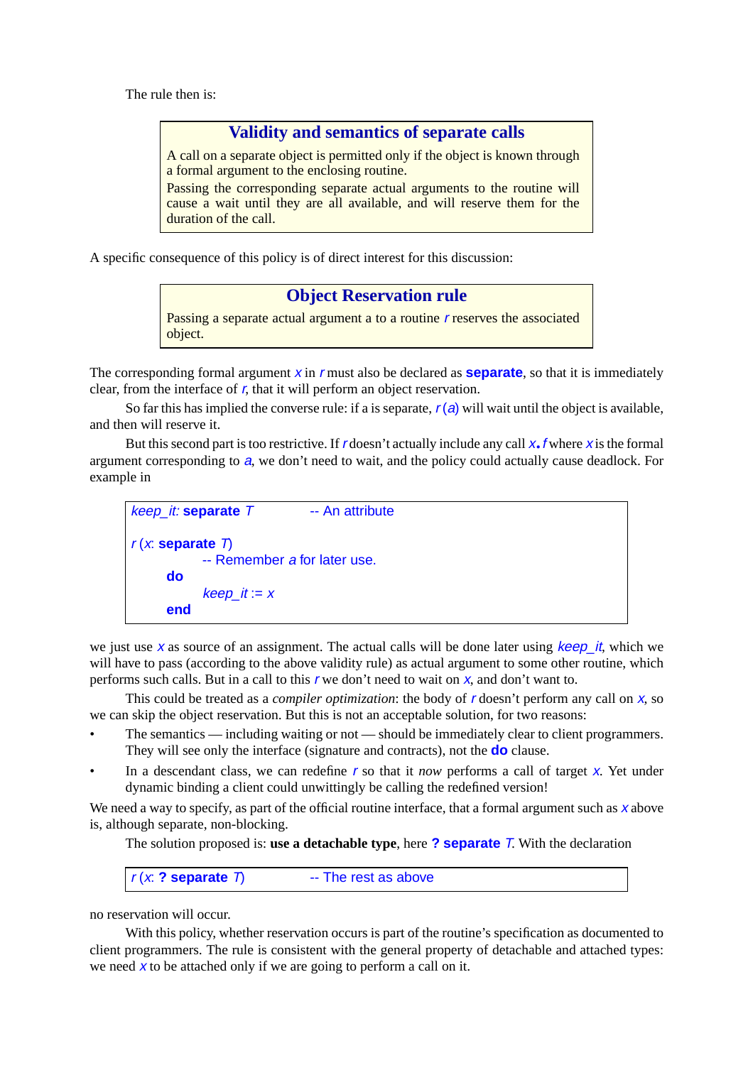The rule then is:

> **Validity and semantics of separate calls**
>
> A call on a separate object is permitted only if the object is known through a formal argument to the enclosing routine.
>
> Passing the corresponding separate actual arguments to the routine will cause a wait until they are all available, and will reserve them for the duration of the call.

A specific consequence of this policy is of direct interest for this discussion:

> **Object Reservation rule**
>
> Passing a separate actual argument a to a routine *r* reserves the associated object.

The corresponding formal argument *x* in *r* must also be declared as **separate**, so that it is immediately clear, from the interface of *r*, that it will perform an object reservation.

So far this has implied the converse rule: if a is separate, *r* (*a*) will wait until the object is available, and then will reserve it.

But this second part is too restrictive. If *r* doesn't actually include any call *x*.*f* where *x* is the formal argument corresponding to *a*, we don't need to wait, and the policy could actually cause deadlock. For example in

```
keep_it: separate T             -- An attribute

r (x: separate T)
            -- Remember a for later use.
      do
            keep_it := x
      end
```

we just use *x* as source of an assignment. The actual calls will be done later using *keep_it*, which we will have to pass (according to the above validity rule) as actual argument to some other routine, which performs such calls. But in a call to this *r* we don't need to wait on *x*, and don't want to.

This could be treated as a *compiler optimization*: the body of *r* doesn't perform any call on *x*, so we can skip the object reservation. But this is not an acceptable solution, for two reasons:

- The semantics — including waiting or not — should be immediately clear to client programmers. They will see only the interface (signature and contracts), not the **do** clause.
- In a descendant class, we can redefine *r* so that it *now* performs a call of target *x*. Yet under dynamic binding a client could unwittingly be calling the redefined version!

We need a way to specify, as part of the official routine interface, that a formal argument such as *x* above is, although separate, non-blocking.

The solution proposed is: **use a detachable type**, here **? separate** *T*. With the declaration

```
r (x: ? separate T)             -- The rest as above
```

no reservation will occur.

With this policy, whether reservation occurs is part of the routine's specification as documented to client programmers. The rule is consistent with the general property of detachable and attached types: we need *x* to be attached only if we are going to perform a call on it.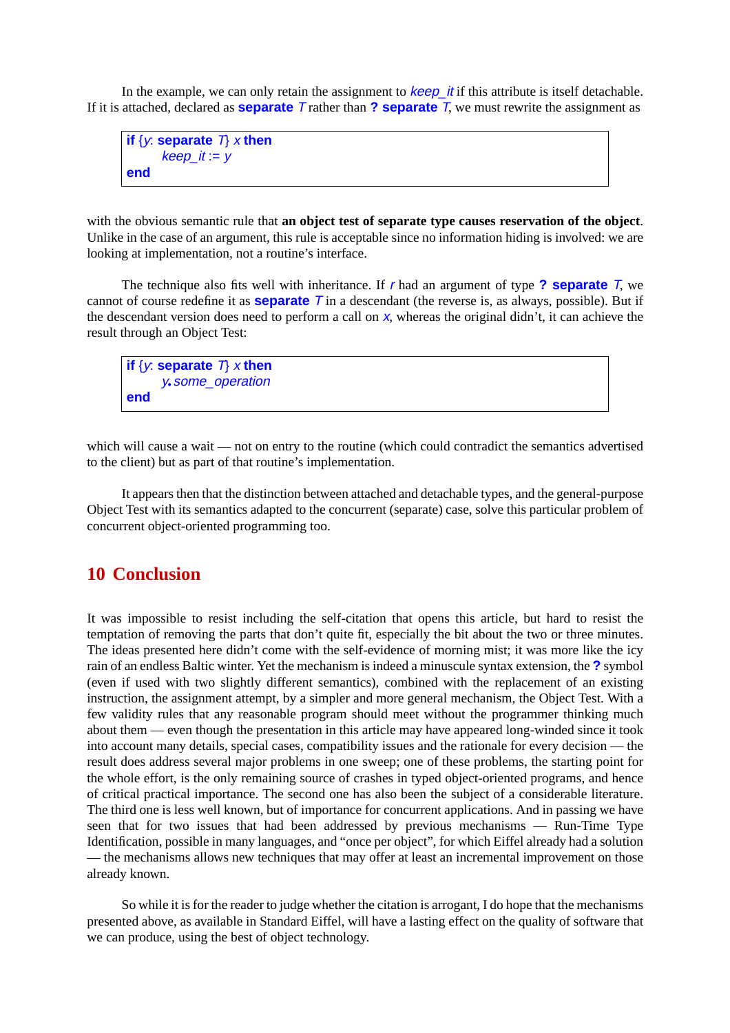In the example, we can only retain the assignment to *keep_it* if this attribute is itself detachable. If it is attached, declared as **separate** *T* rather than **? separate** *T*, we must rewrite the assignment as

```
if {y: separate T} x then
    keep_it := y
end
```

with the obvious semantic rule that **an object test of separate type causes reservation of the object**. Unlike in the case of an argument, this rule is acceptable since no information hiding is involved: we are looking at implementation, not a routine's interface.

The technique also fits well with inheritance. If *r* had an argument of type **? separate** *T*, we cannot of course redefine it as **separate** *T* in a descendant (the reverse is, as always, possible). But if the descendant version does need to perform a call on *x*, whereas the original didn't, it can achieve the result through an Object Test:

```
if {y: separate T} x then
    y.some_operation
end
```

which will cause a wait — not on entry to the routine (which could contradict the semantics advertised to the client) but as part of that routine's implementation.

It appears then that the distinction between attached and detachable types, and the general-purpose Object Test with its semantics adapted to the concurrent (separate) case, solve this particular problem of concurrent object-oriented programming too.

## 10 Conclusion

It was impossible to resist including the self-citation that opens this article, but hard to resist the temptation of removing the parts that don't quite fit, especially the bit about the two or three minutes. The ideas presented here didn't come with the self-evidence of morning mist; it was more like the icy rain of an endless Baltic winter. Yet the mechanism is indeed a minuscule syntax extension, the **?** symbol (even if used with two slightly different semantics), combined with the replacement of an existing instruction, the assignment attempt, by a simpler and more general mechanism, the Object Test. With a few validity rules that any reasonable program should meet without the programmer thinking much about them — even though the presentation in this article may have appeared long-winded since it took into account many details, special cases, compatibility issues and the rationale for every decision — the result does address several major problems in one sweep; one of these problems, the starting point for the whole effort, is the only remaining source of crashes in typed object-oriented programs, and hence of critical practical importance. The second one has also been the subject of a considerable literature. The third one is less well known, but of importance for concurrent applications. And in passing we have seen that for two issues that had been addressed by previous mechanisms — Run-Time Type Identification, possible in many languages, and "once per object", for which Eiffel already had a solution — the mechanisms allows new techniques that may offer at least an incremental improvement on those already known.

So while it is for the reader to judge whether the citation is arrogant, I do hope that the mechanisms presented above, as available in Standard Eiffel, will have a lasting effect on the quality of software that we can produce, using the best of object technology.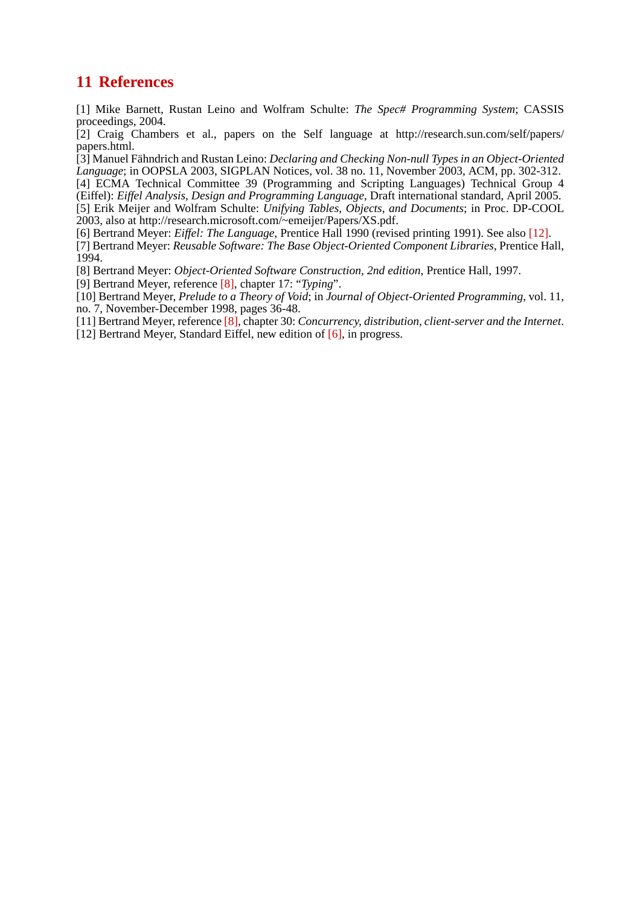## 11 References

[1] Mike Barnett, Rustan Leino and Wolfram Schulte: *The Spec# Programming System*; CASSIS proceedings, 2004.

[2] Craig Chambers et al., papers on the Self language at http://research.sun.com/self/papers/papers.html.

[3] Manuel Fähndrich and Rustan Leino: *Declaring and Checking Non-null Types in an Object-Oriented Language*; in OOPSLA 2003, SIGPLAN Notices, vol. 38 no. 11, November 2003, ACM, pp. 302-312.

[4] ECMA Technical Committee 39 (Programming and Scripting Languages) Technical Group 4 (Eiffel): *Eiffel Analysis, Design and Programming Language*, Draft international standard, April 2005.

[5] Erik Meijer and Wolfram Schulte: *Unifying Tables, Objects, and Documents*; in Proc. DP-COOL 2003, also at http://research.microsoft.com/~emeijer/Papers/XS.pdf.

[6] Bertrand Meyer: *Eiffel: The Language*, Prentice Hall 1990 (revised printing 1991). See also [12].

[7] Bertrand Meyer: *Reusable Software: The Base Object-Oriented Component Libraries*, Prentice Hall, 1994.

[8] Bertrand Meyer: *Object-Oriented Software Construction, 2nd edition*, Prentice Hall, 1997.

[9] Bertrand Meyer, reference [8], chapter 17: "*Typing*".

[10] Bertrand Meyer, *Prelude to a Theory of Void*; in *Journal of Object-Oriented Programming*, vol. 11, no. 7, November-December 1998, pages 36-48.

[11] Bertrand Meyer, reference [8], chapter 30: *Concurrency, distribution, client-server and the Internet*.

[12] Bertrand Meyer, Standard Eiffel, new edition of [6], in progress.